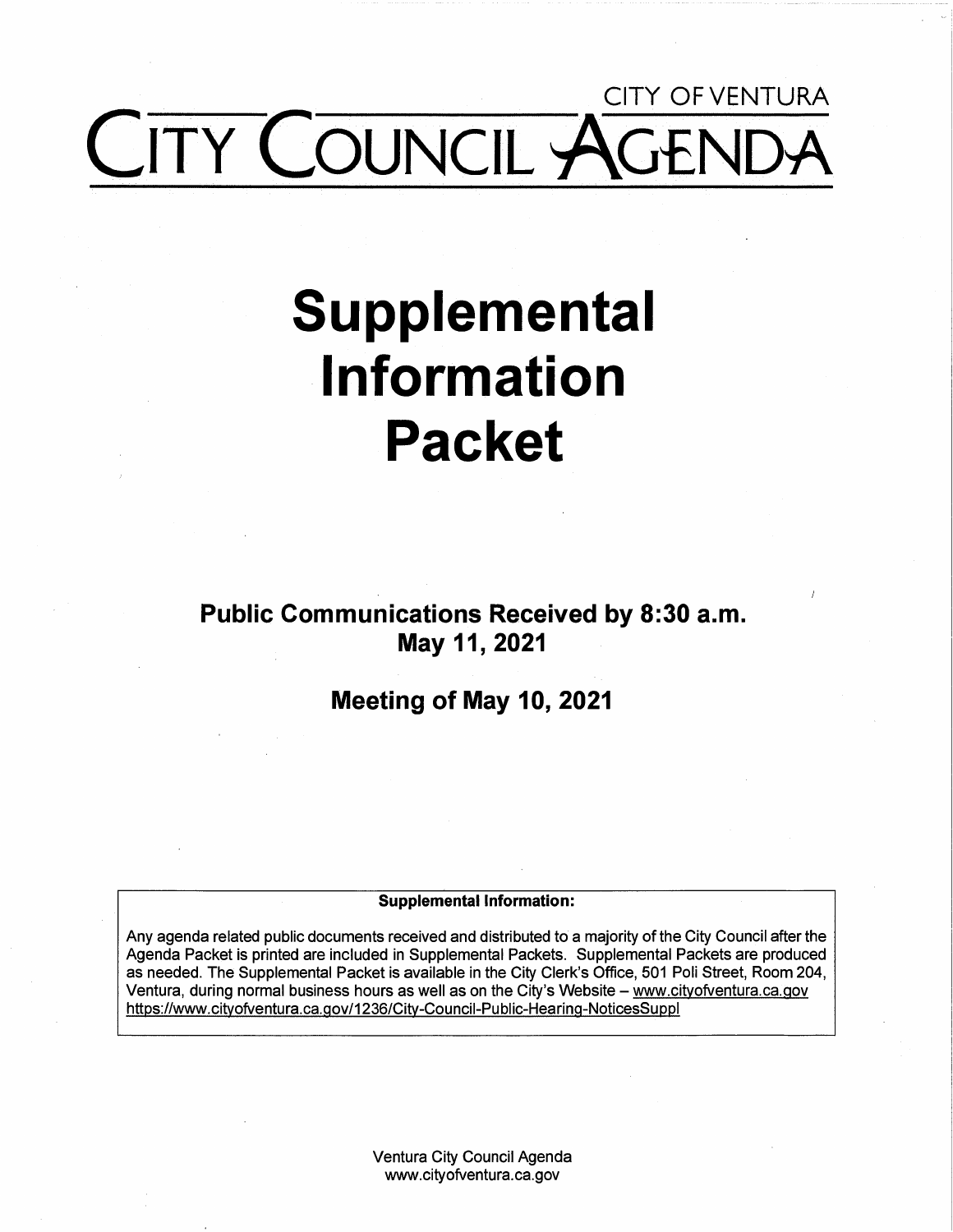CITY OF VENTURA

# CITY COUNCIL AGENDA

# Supplemental Information Packet

## Public Communications Received by 8:30 a.m. May 11, 2021

## Meeting of May 10, 2021

**Supplemental Information:**

Any agenda related public documents received and distributed to a majority of the City Council after the Agenda Packet is printed are included in Supplemental Packets. Supplemental Packets are produced as needed. The Supplemental Packet is available in the City Clerk's Office, 501 Poli Street, Room 204, Ventura, during normal business hours as well as on the City's Website – www.cityofventura.ca.gov https://www.cityofventura.ca.gov/1236/City-Council-Public-Hearing-NoticesSuppl

Ventura City Council Agenda
www.cityofventura.ca.gov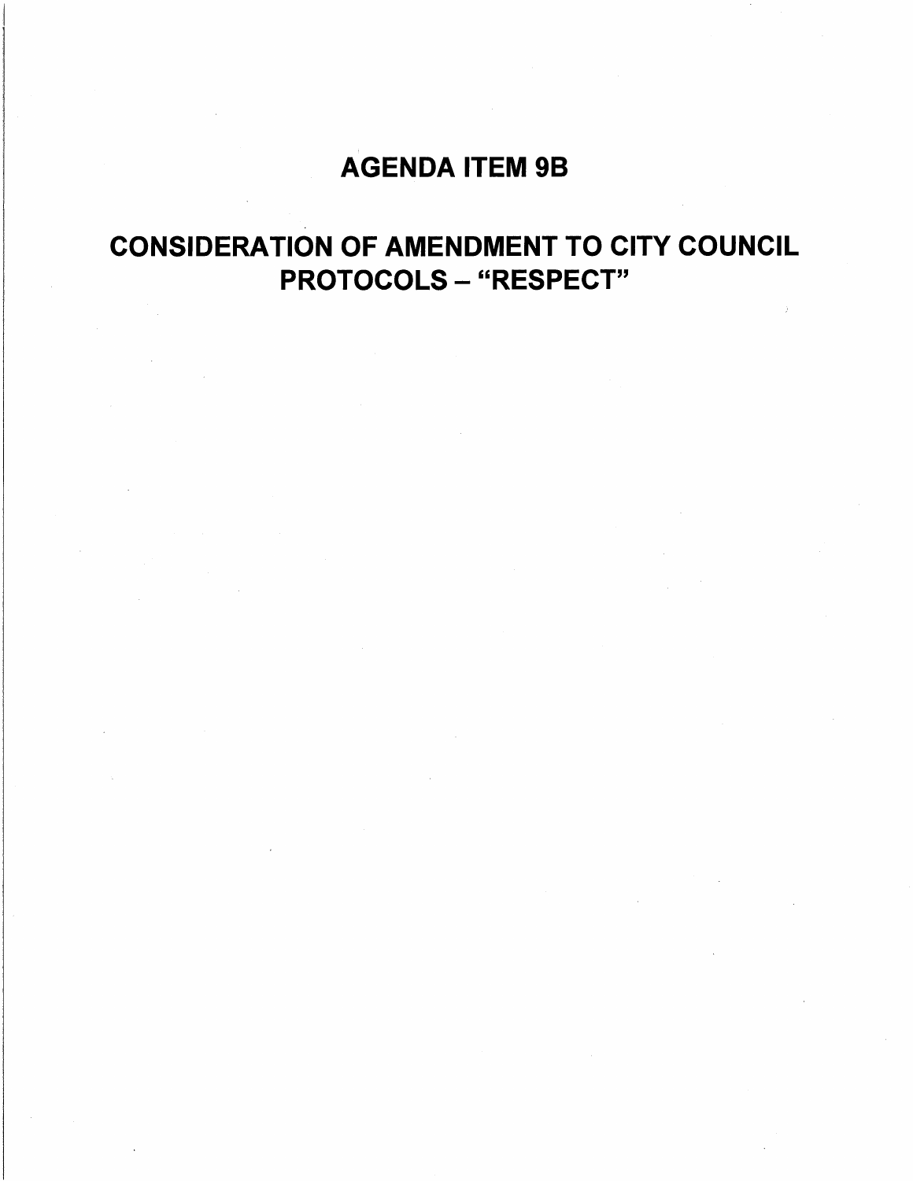# AGENDA ITEM 9B

# CONSIDERATION OF AMENDMENT TO CITY COUNCIL PROTOCOLS – "RESPECT"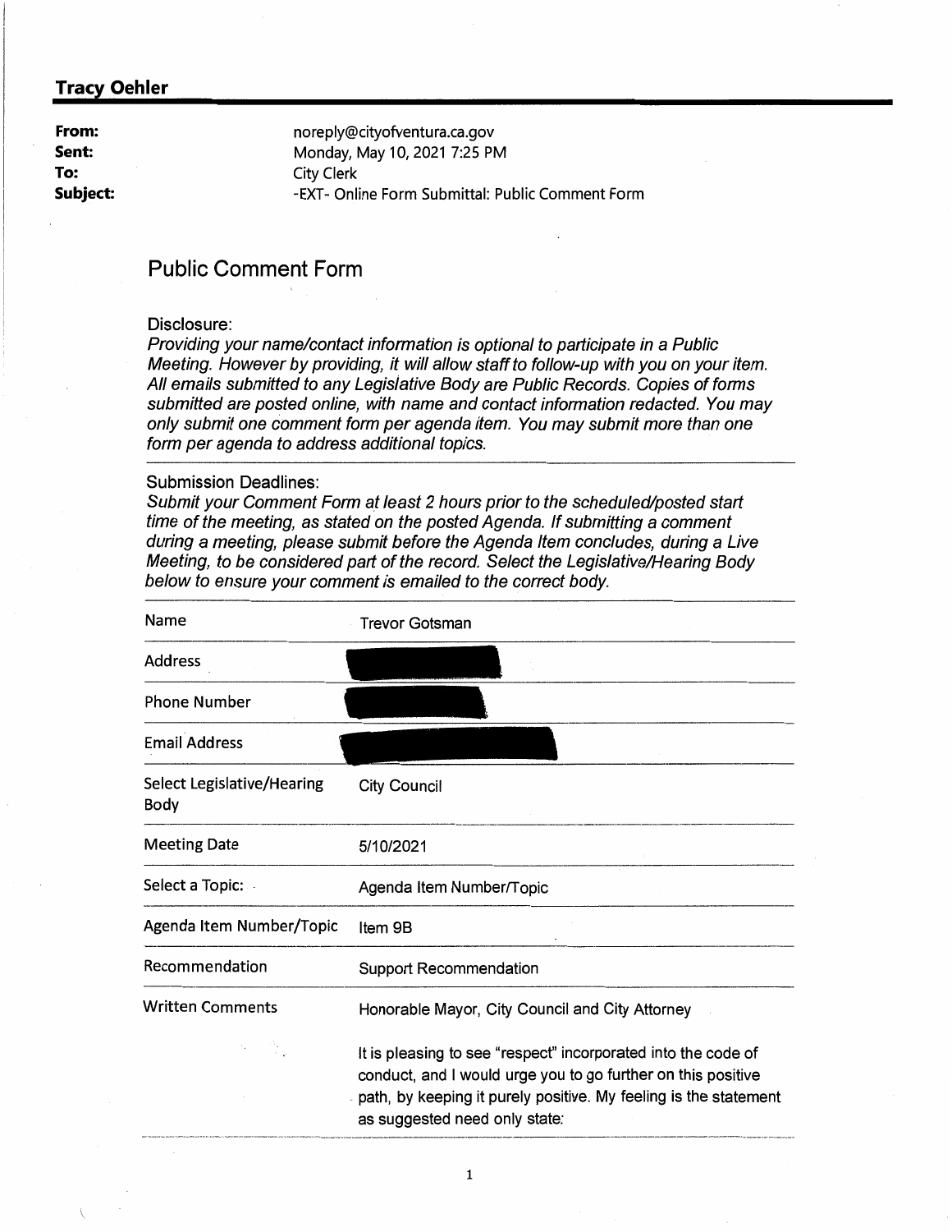**Tracy Oehler**

| | |
|---|---|
| **From:** | noreply@cityofventura.ca.gov |
| **Sent:** | Monday, May 10, 2021 7:25 PM |
| **To:** | City Clerk |
| **Subject:** | -EXT- Online Form Submittal: Public Comment Form |

## Public Comment Form

Disclosure:

*Providing your name/contact information is optional to participate in a Public Meeting. However by providing, it will allow staff to follow-up with you on your item. All emails submitted to any Legislative Body are Public Records. Copies of forms submitted are posted online, with name and contact information redacted. You may only submit one comment form per agenda item. You may submit more than one form per agenda to address additional topics.*

Submission Deadlines:

*Submit your Comment Form at least 2 hours prior to the scheduled/posted start time of the meeting, as stated on the posted Agenda. If submitting a comment during a meeting, please submit before the Agenda Item concludes, during a Live Meeting, to be considered part of the record. Select the Legislative/Hearing Body below to ensure your comment is emailed to the correct body.*

| | |
|---|---|
| Name | Trevor Gotsman |
| Address | [redacted] |
| Phone Number | [redacted] |
| Email Address | [redacted] |
| Select Legislative/Hearing Body | City Council |
| Meeting Date | 5/10/2021 |
| Select a Topic: | Agenda Item Number/Topic |
| Agenda Item Number/Topic | Item 9B |
| Recommendation | Support Recommendation |
| Written Comments | Honorable Mayor, City Council and City Attorney<br><br>It is pleasing to see "respect" incorporated into the code of conduct, and I would urge you to go further on this positive path, by keeping it purely positive. My feeling is the statement as suggested need only state: |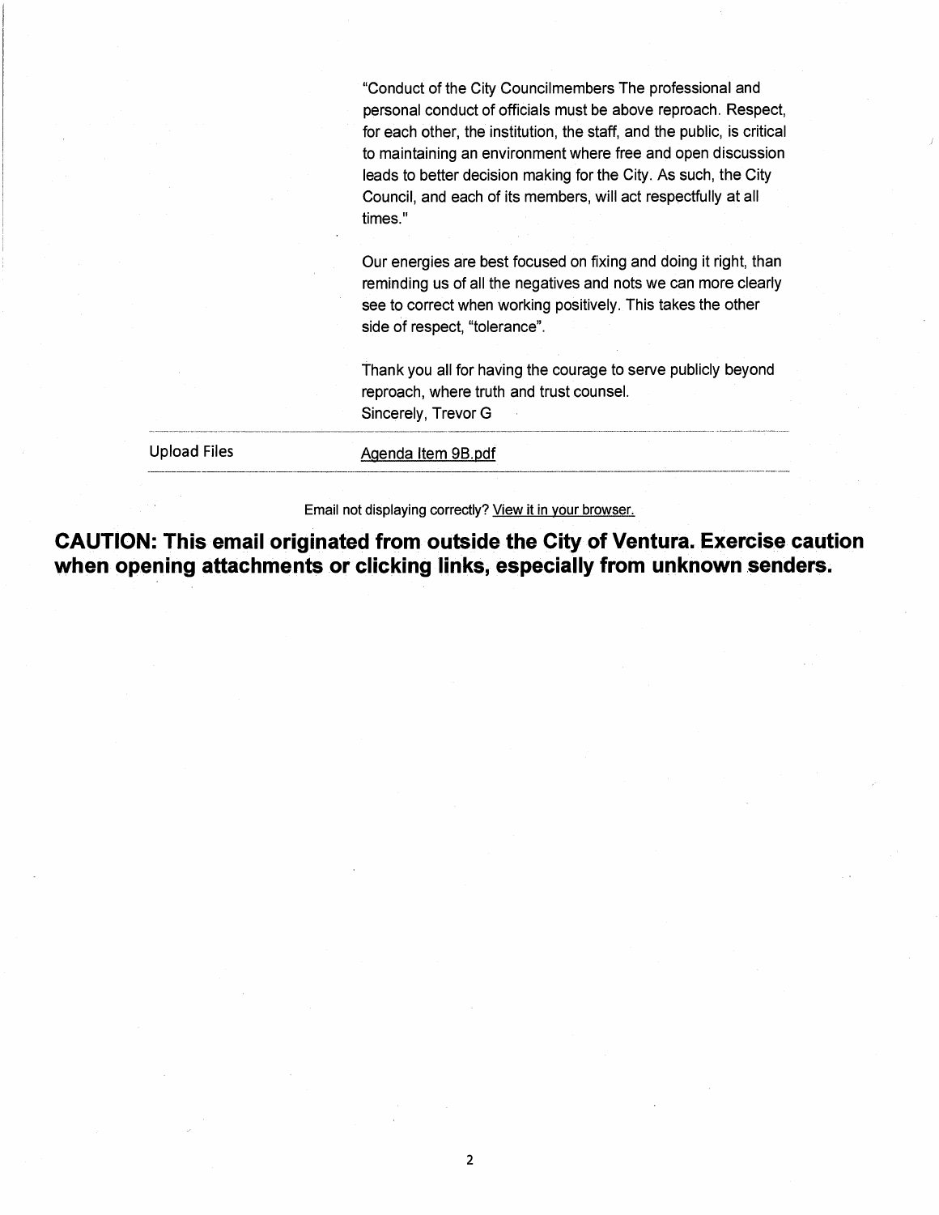"Conduct of the City Councilmembers The professional and personal conduct of officials must be above reproach. Respect, for each other, the institution, the staff, and the public, is critical to maintaining an environment where free and open discussion leads to better decision making for the City. As such, the City Council, and each of its members, will act respectfully at all times."

Our energies are best focused on fixing and doing it right, than reminding us of all the negatives and nots we can more clearly see to correct when working positively. This takes the other side of respect, "tolerance".

Thank you all for having the courage to serve publicly beyond reproach, where truth and trust counsel.
Sincerely, Trevor G

| Upload Files | Agenda Item 9B.pdf |
| --- | --- |

Email not displaying correctly? View it in your browser.

**CAUTION: This email originated from outside the City of Ventura. Exercise caution when opening attachments or clicking links, especially from unknown senders.**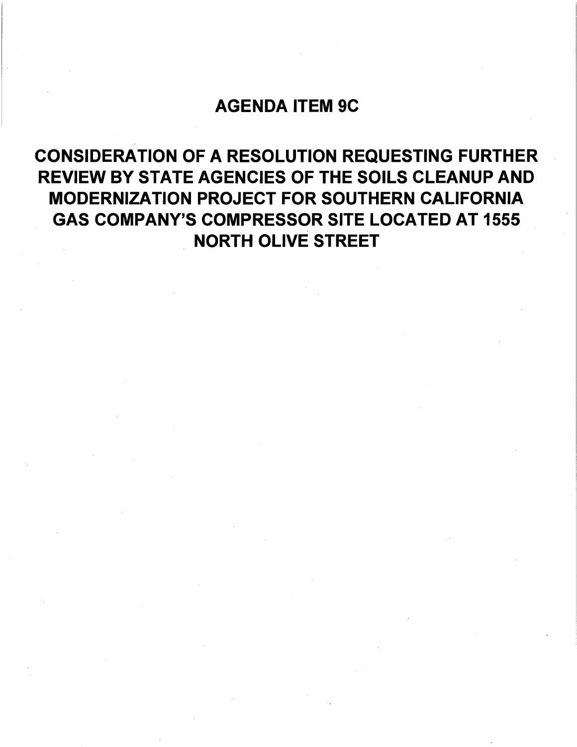# AGENDA ITEM 9C

## CONSIDERATION OF A RESOLUTION REQUESTING FURTHER REVIEW BY STATE AGENCIES OF THE SOILS CLEANUP AND MODERNIZATION PROJECT FOR SOUTHERN CALIFORNIA GAS COMPANY'S COMPRESSOR SITE LOCATED AT 1555 NORTH OLIVE STREET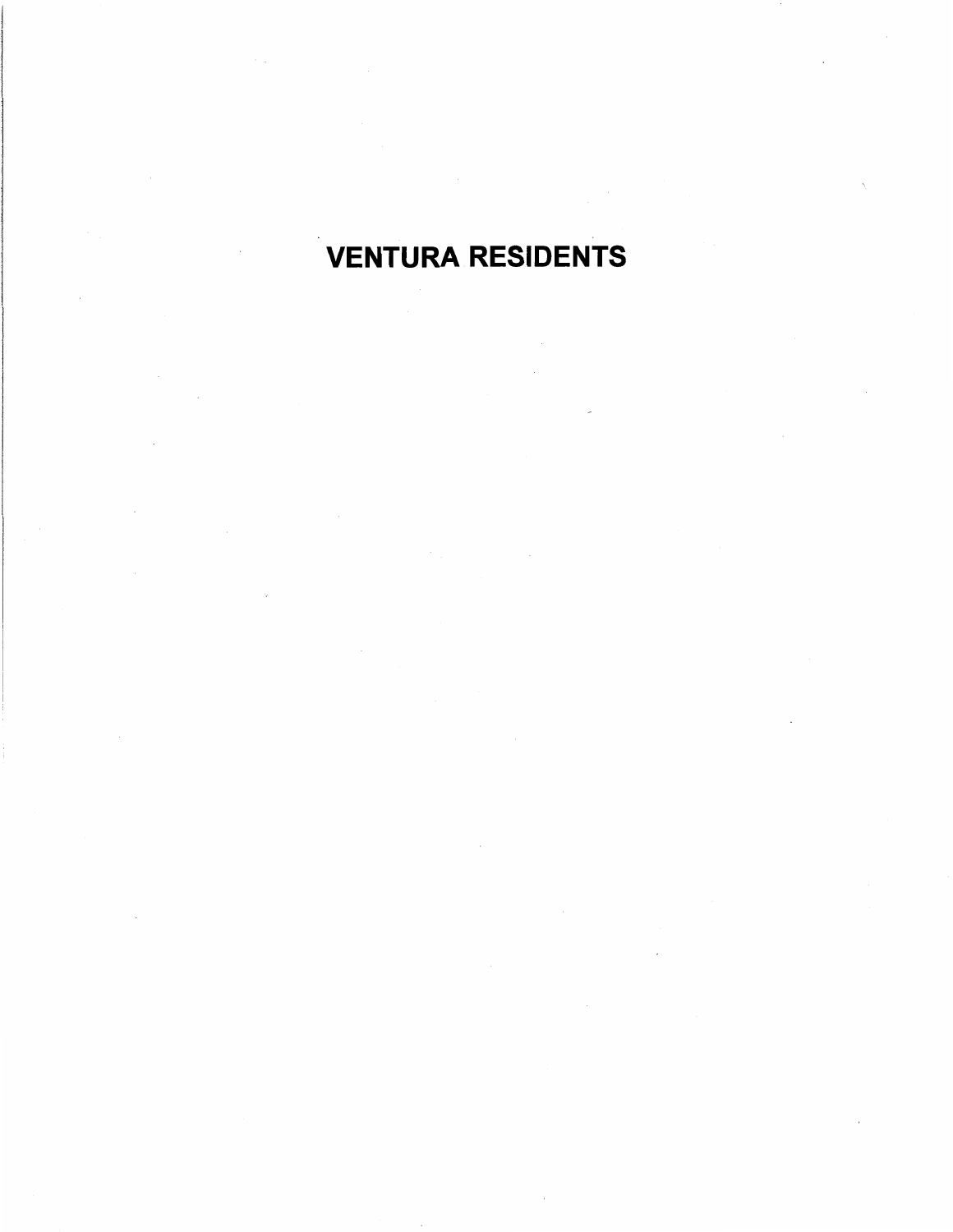# VENTURA RESIDENTS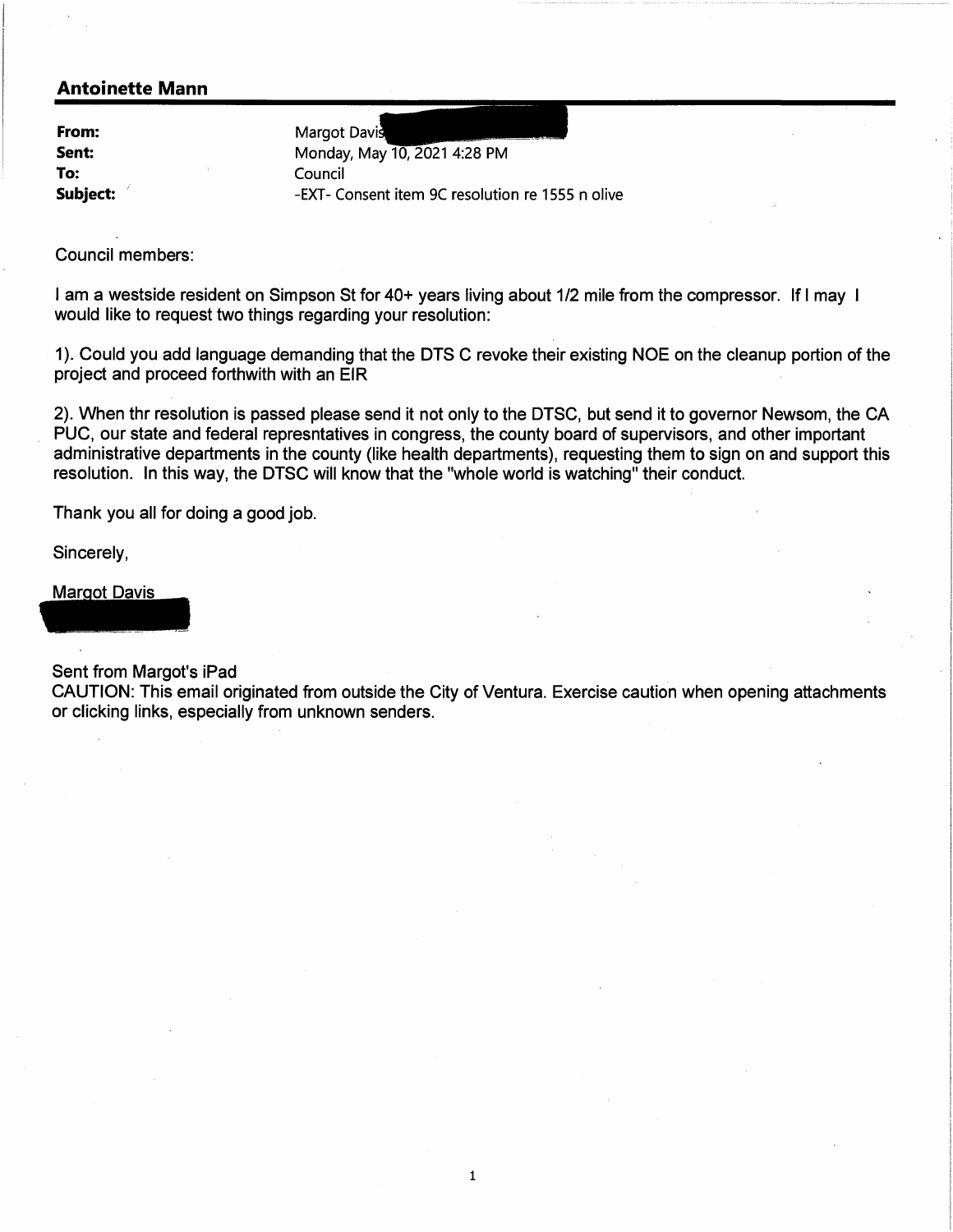## Antoinette Mann

**From:** Margot Davis
**Sent:** Monday, May 10, 2021 4:28 PM
**To:** Council
**Subject:** -EXT- Consent item 9C resolution re 1555 n olive

Council members:

I am a westside resident on Simpson St for 40+ years living about 1/2 mile from the compressor. If I may I would like to request two things regarding your resolution:

1). Could you add language demanding that the DTS C revoke their existing NOE on the cleanup portion of the project and proceed forthwith with an EIR

2). When thr resolution is passed please send it not only to the DTSC, but send it to governor Newsom, the CA PUC, our state and federal represntatives in congress, the county board of supervisors, and other important administrative departments in the county (like health departments), requesting them to sign on and support this resolution. In this way, the DTSC will know that the "whole world is watching" their conduct.

Thank you all for doing a good job.

Sincerely,

Margot Davis

Sent from Margot's iPad
CAUTION: This email originated from outside the City of Ventura. Exercise caution when opening attachments or clicking links, especially from unknown senders.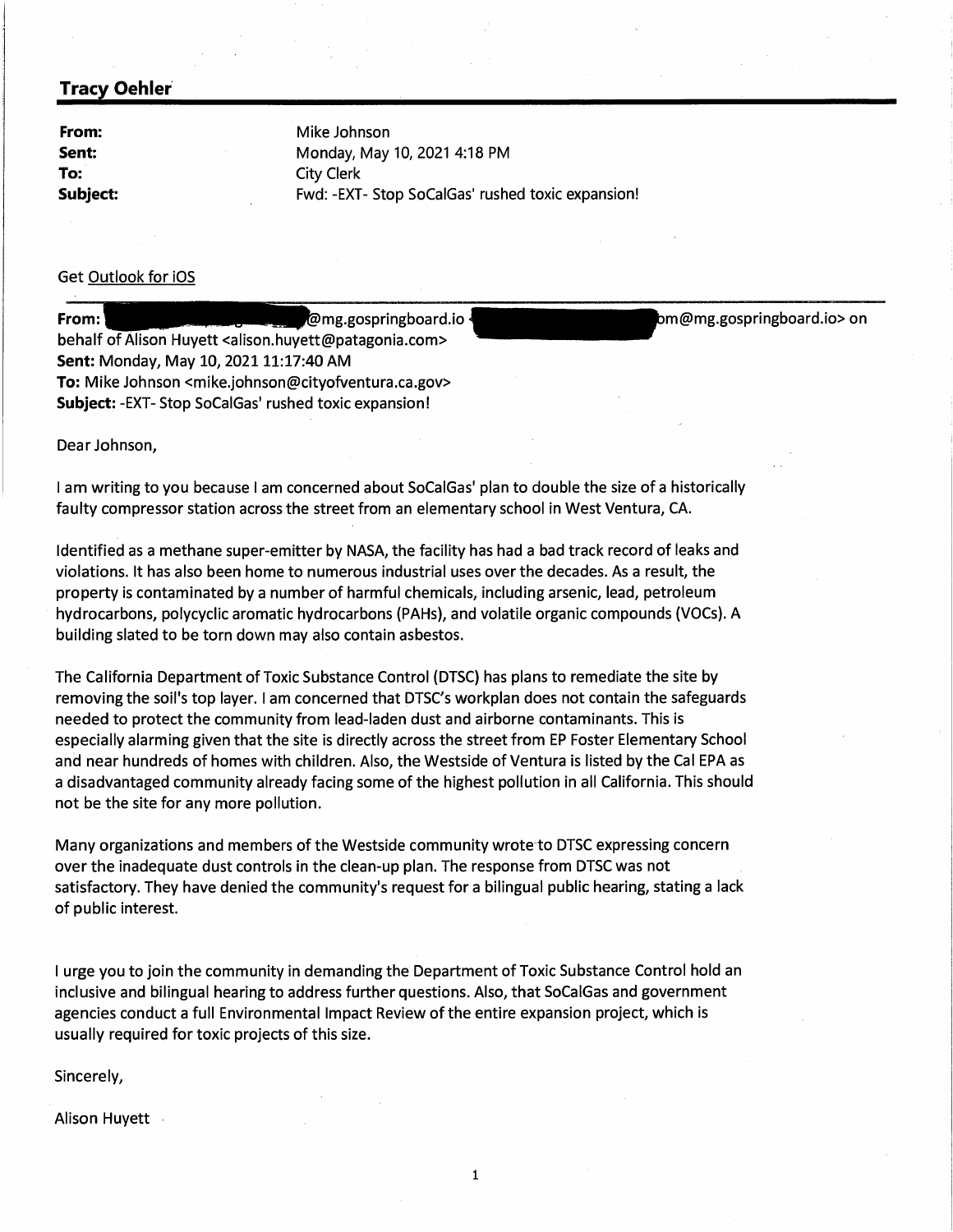**Tracy Oehler**

---

**From:** Mike Johnson
**Sent:** Monday, May 10, 2021 4:18 PM
**To:** City Clerk
**Subject:** Fwd: -EXT- Stop SoCalGas' rushed toxic expansion!

Get Outlook for iOS

---

**From:** [redacted]@mg.gospringboard.io <[redacted]om@mg.gospringboard.io> on behalf of Alison Huyett <alison.huyett@patagonia.com>
**Sent:** Monday, May 10, 2021 11:17:40 AM
**To:** Mike Johnson <mike.johnson@cityofventura.ca.gov>
**Subject:** -EXT- Stop SoCalGas' rushed toxic expansion!

Dear Johnson,

I am writing to you because I am concerned about SoCalGas' plan to double the size of a historically faulty compressor station across the street from an elementary school in West Ventura, CA.

Identified as a methane super-emitter by NASA, the facility has had a bad track record of leaks and violations. It has also been home to numerous industrial uses over the decades. As a result, the property is contaminated by a number of harmful chemicals, including arsenic, lead, petroleum hydrocarbons, polycyclic aromatic hydrocarbons (PAHs), and volatile organic compounds (VOCs). A building slated to be torn down may also contain asbestos.

The California Department of Toxic Substance Control (DTSC) has plans to remediate the site by removing the soil's top layer. I am concerned that DTSC's workplan does not contain the safeguards needed to protect the community from lead-laden dust and airborne contaminants. This is especially alarming given that the site is directly across the street from EP Foster Elementary School and near hundreds of homes with children. Also, the Westside of Ventura is listed by the Cal EPA as a disadvantaged community already facing some of the highest pollution in all California. This should not be the site for any more pollution.

Many organizations and members of the Westside community wrote to DTSC expressing concern over the inadequate dust controls in the clean-up plan. The response from DTSC was not satisfactory. They have denied the community's request for a bilingual public hearing, stating a lack of public interest.

I urge you to join the community in demanding the Department of Toxic Substance Control hold an inclusive and bilingual hearing to address further questions. Also, that SoCalGas and government agencies conduct a full Environmental Impact Review of the entire expansion project, which is usually required for toxic projects of this size.

Sincerely,

Alison Huyett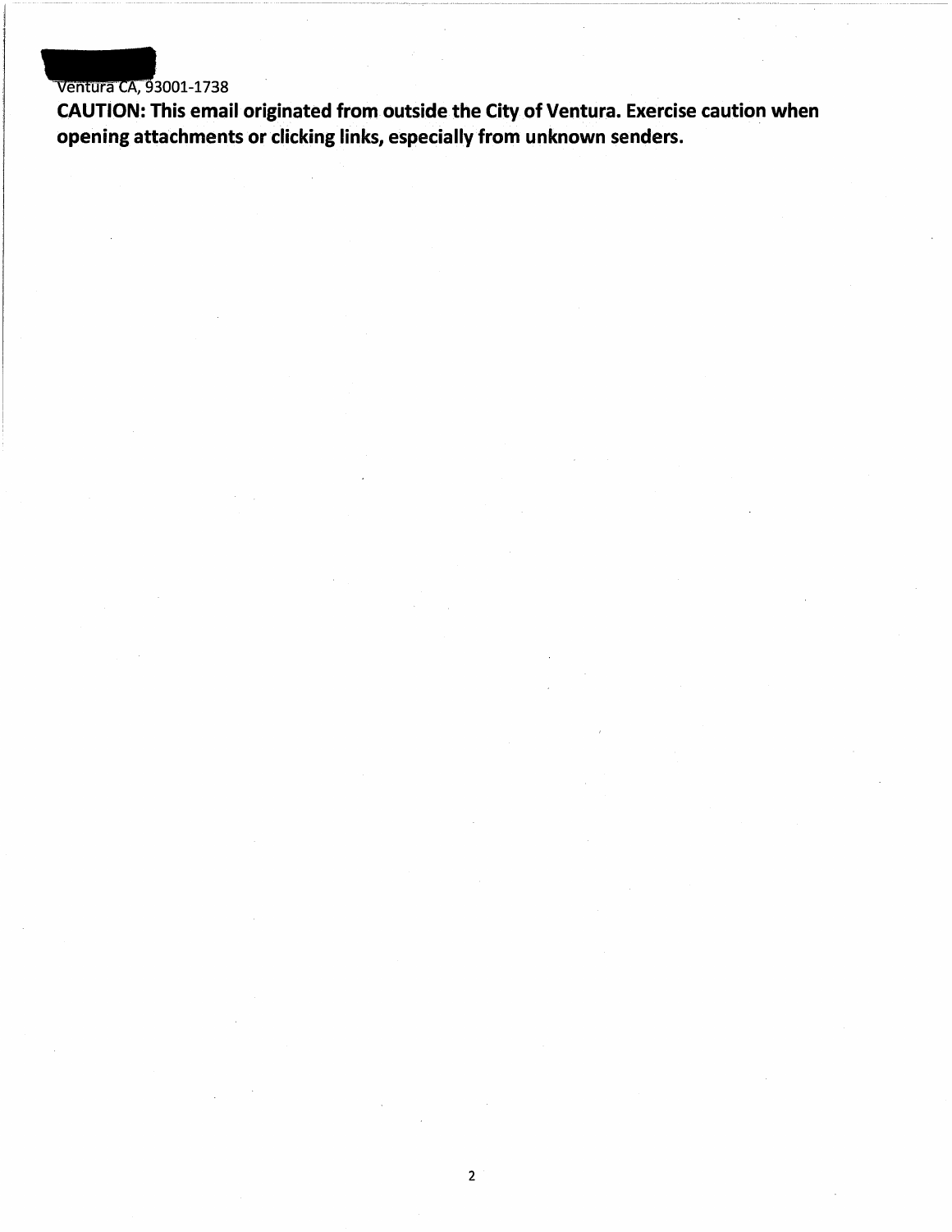Ventura CA, 93001-1738

**CAUTION: This email originated from outside the City of Ventura. Exercise caution when opening attachments or clicking links, especially from unknown senders.**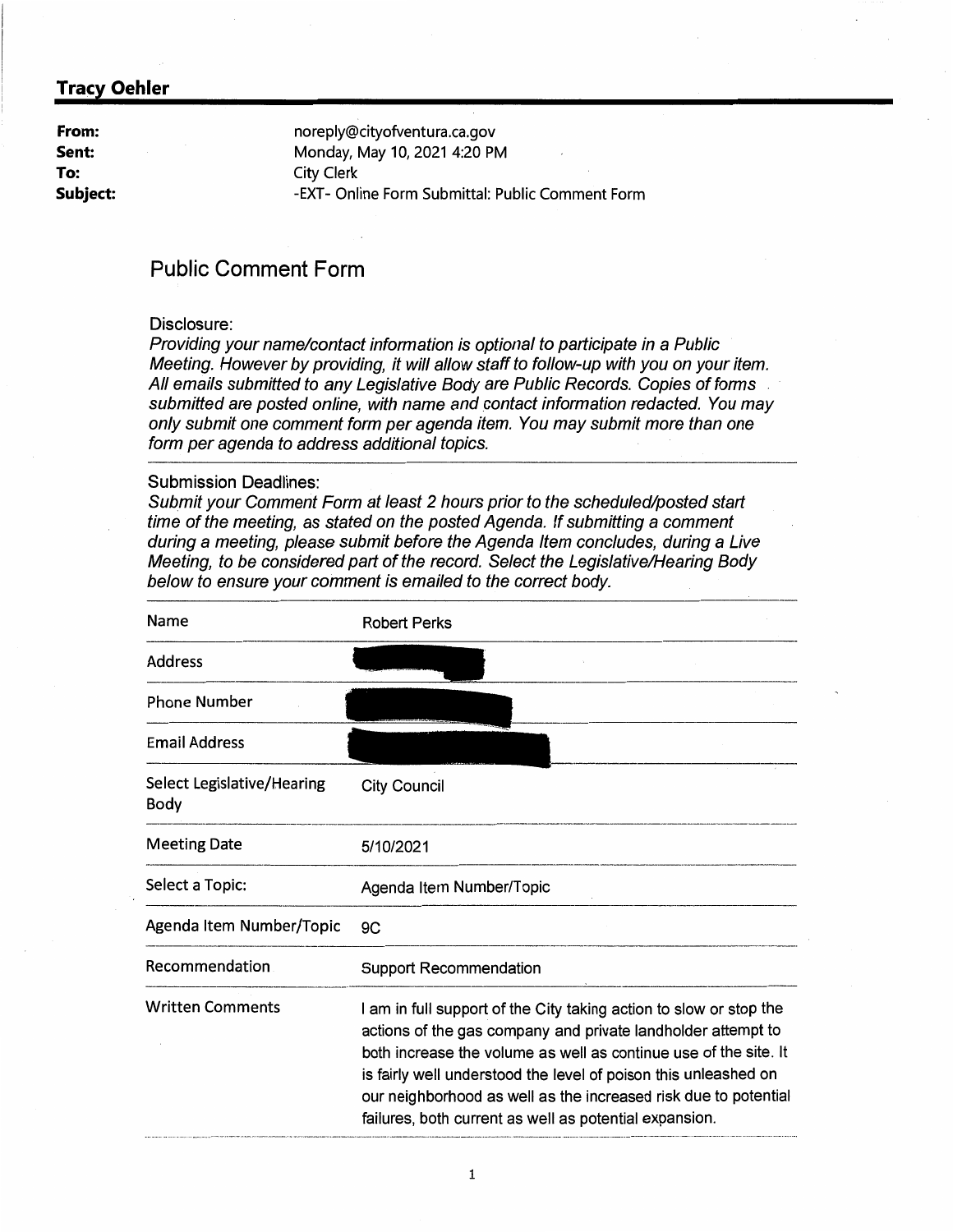**Tracy Oehler**

| | |
|---|---|
| **From:** | noreply@cityofventura.ca.gov |
| **Sent:** | Monday, May 10, 2021 4:20 PM |
| **To:** | City Clerk |
| **Subject:** | -EXT- Online Form Submittal: Public Comment Form |

## Public Comment Form

Disclosure:

*Providing your name/contact information is optional to participate in a Public Meeting. However by providing, it will allow staff to follow-up with you on your item. All emails submitted to any Legislative Body are Public Records. Copies of forms submitted are posted online, with name and contact information redacted. You may only submit one comment form per agenda item. You may submit more than one form per agenda to address additional topics.*

Submission Deadlines:

*Submit your Comment Form at least 2 hours prior to the scheduled/posted start time of the meeting, as stated on the posted Agenda. If submitting a comment during a meeting, please submit before the Agenda Item concludes, during a Live Meeting, to be considered part of the record. Select the Legislative/Hearing Body below to ensure your comment is emailed to the correct body.*

| | |
|---|---|
| Name | Robert Perks |
| Address | |
| Phone Number | |
| Email Address | |
| Select Legislative/Hearing Body | City Council |
| Meeting Date | 5/10/2021 |
| Select a Topic: | Agenda Item Number/Topic |
| Agenda Item Number/Topic | 9C |
| Recommendation | Support Recommendation |
| Written Comments | I am in full support of the City taking action to slow or stop the actions of the gas company and private landholder attempt to both increase the volume as well as continue use of the site. It is fairly well understood the level of poison this unleashed on our neighborhood as well as the increased risk due to potential failures, both current as well as potential expansion. |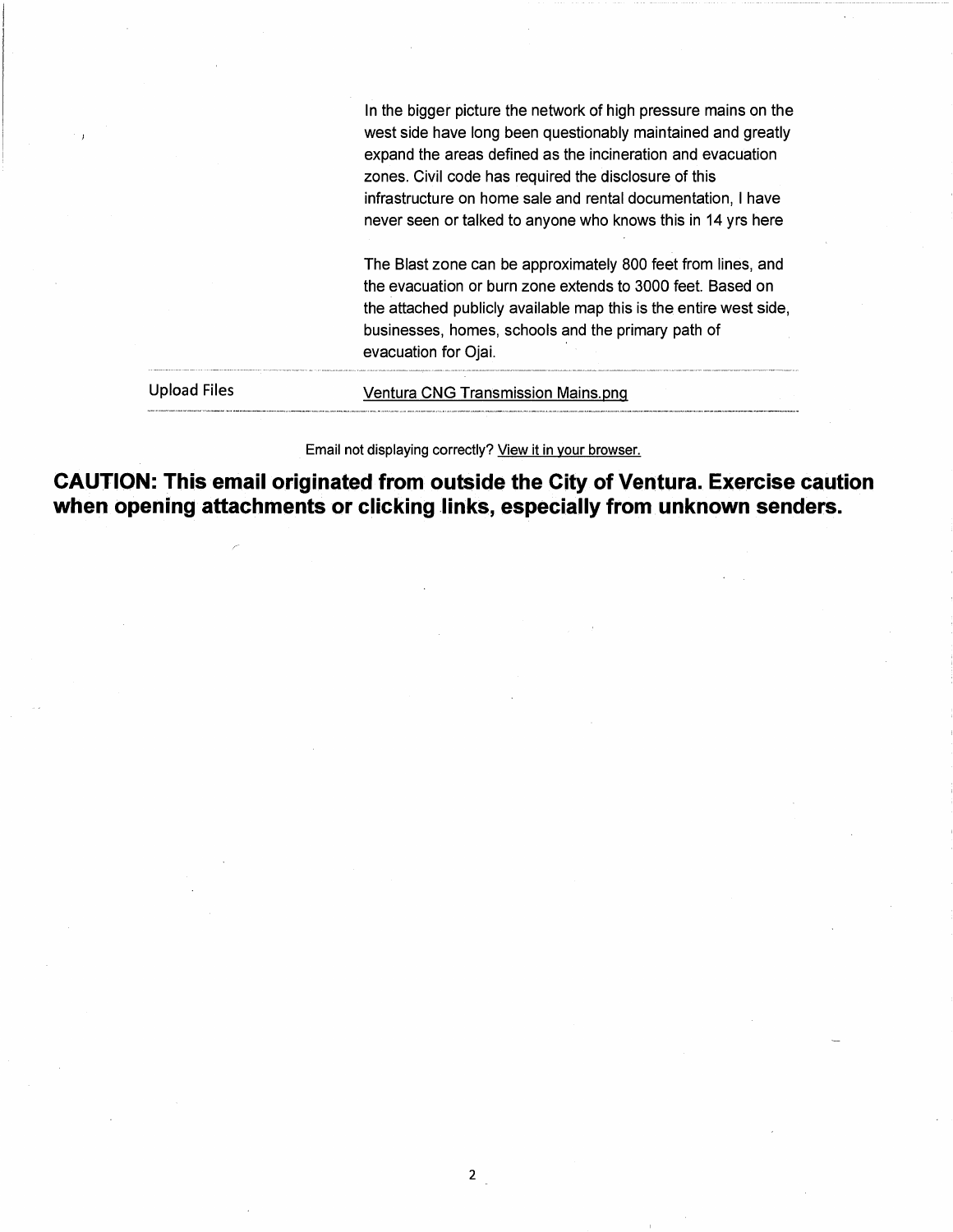In the bigger picture the network of high pressure mains on the west side have long been questionably maintained and greatly expand the areas defined as the incineration and evacuation zones. Civil code has required the disclosure of this infrastructure on home sale and rental documentation, I have never seen or talked to anyone who knows this in 14 yrs here

The Blast zone can be approximately 800 feet from lines, and the evacuation or burn zone extends to 3000 feet. Based on the attached publicly available map this is the entire west side, businesses, homes, schools and the primary path of evacuation for Ojai.

| Upload Files | Ventura CNG Transmission Mains.png |
|---|---|

Email not displaying correctly? View it in your browser.

**CAUTION: This email originated from outside the City of Ventura. Exercise caution when opening attachments or clicking links, especially from unknown senders.**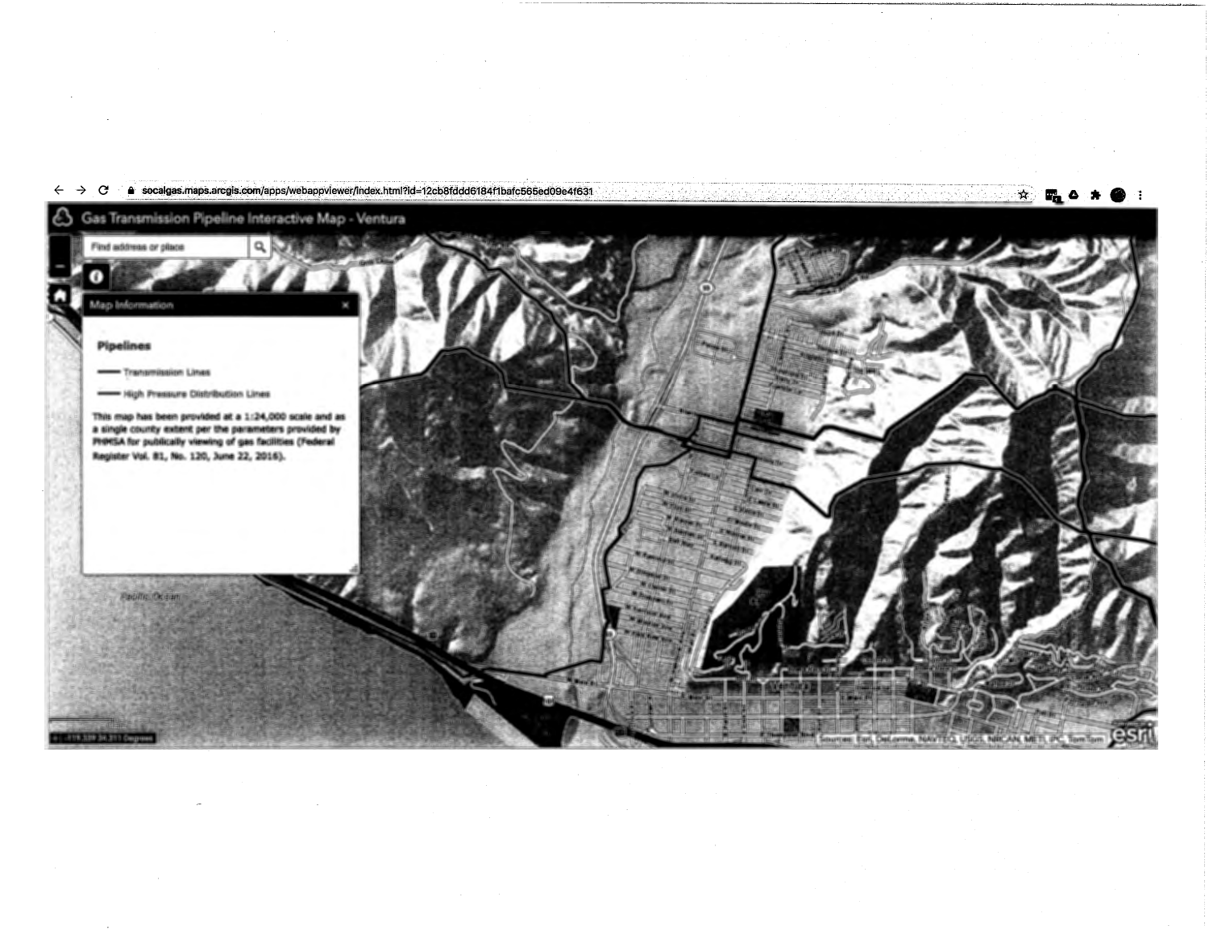socalgas.maps.arcgis.com/apps/webappviewer/index.html?id=12cb8fddd6184f1bafc565ed09e4f631

Gas Transmission Pipeline Interactive Map - Ventura

Find address or place

Map Information

**Pipelines**

Transmission Lines

High Pressure Distribution Lines

This map has been provided at a 1:24,000 scale and as a single county extent per the parameters provided by PHMSA for publically viewing of gas facilities (Federal Register Vol. 81, No. 120, June 22, 2016).

Pacific Ocean

Sources: Esri, DeLorme, NAVTEQ, USGS, NRCAN, METI, iPC, TomTom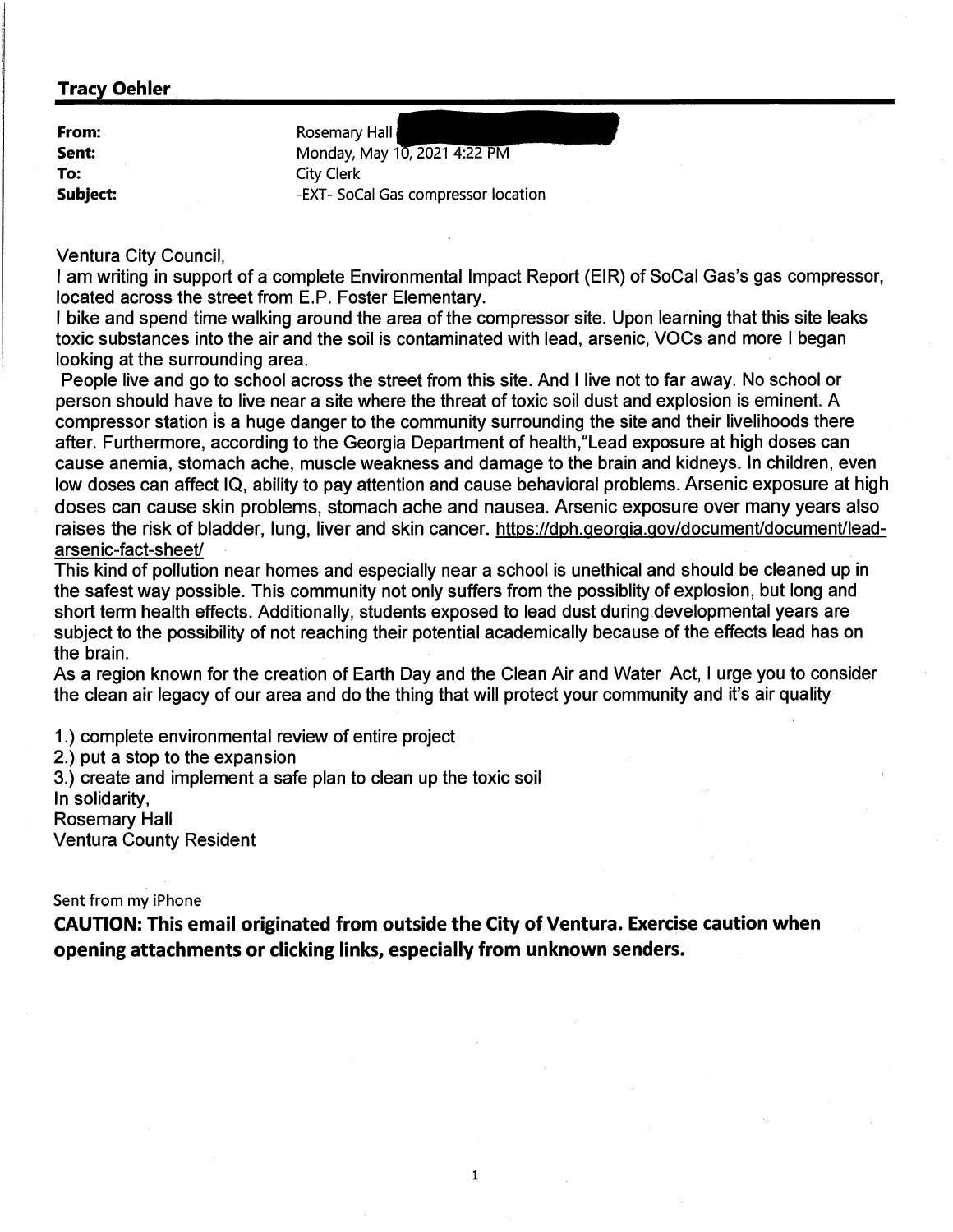**Tracy Oehler**

| | |
|---|---|
| **From:** | Rosemary Hall |
| **Sent:** | Monday, May 10, 2021 4:22 PM |
| **To:** | City Clerk |
| **Subject:** | -EXT- SoCal Gas compressor location |

Ventura City Council,

I am writing in support of a complete Environmental Impact Report (EIR) of SoCal Gas's gas compressor, located across the street from E.P. Foster Elementary.

I bike and spend time walking around the area of the compressor site. Upon learning that this site leaks toxic substances into the air and the soil is contaminated with lead, arsenic, VOCs and more I began looking at the surrounding area.

People live and go to school across the street from this site. And I live not to far away. No school or person should have to live near a site where the threat of toxic soil dust and explosion is eminent. A compressor station is a huge danger to the community surrounding the site and their livelihoods there after. Furthermore, according to the Georgia Department of health,"Lead exposure at high doses can cause anemia, stomach ache, muscle weakness and damage to the brain and kidneys. In children, even low doses can affect IQ, ability to pay attention and cause behavioral problems. Arsenic exposure at high doses can cause skin problems, stomach ache and nausea. Arsenic exposure over many years also raises the risk of bladder, lung, liver and skin cancer. https://dph.georgia.gov/document/document/lead-arsenic-fact-sheet/

This kind of pollution near homes and especially near a school is unethical and should be cleaned up in the safest way possible. This community not only suffers from the possiblity of explosion, but long and short term health effects. Additionally, students exposed to lead dust during developmental years are subject to the possibility of not reaching their potential academically because of the effects lead has on the brain.

As a region known for the creation of Earth Day and the Clean Air and Water Act, I urge you to consider the clean air legacy of our area and do the thing that will protect your community and it's air quality

1.) complete environmental review of entire project
2.) put a stop to the expansion
3.) create and implement a safe plan to clean up the toxic soil

In solidarity,
Rosemary Hall
Ventura County Resident

Sent from my iPhone

**CAUTION: This email originated from outside the City of Ventura. Exercise caution when opening attachments or clicking links, especially from unknown senders.**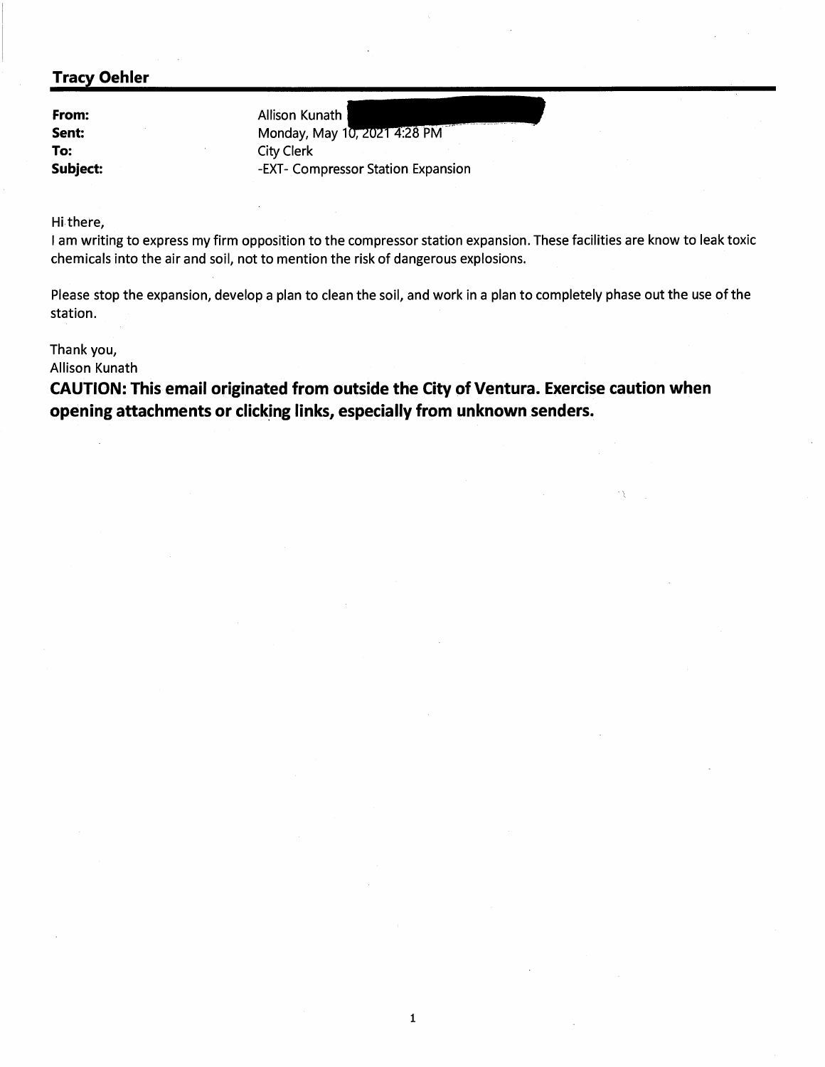**Tracy Oehler**

| | |
|---|---|
| **From:** | Allison Kunath |
| **Sent:** | Monday, May 10, 2021 4:28 PM |
| **To:** | City Clerk |
| **Subject:** | -EXT- Compressor Station Expansion |

Hi there,

I am writing to express my firm opposition to the compressor station expansion. These facilities are know to leak toxic chemicals into the air and soil, not to mention the risk of dangerous explosions.

Please stop the expansion, develop a plan to clean the soil, and work in a plan to completely phase out the use of the station.

Thank you,
Allison Kunath

**CAUTION: This email originated from outside the City of Ventura. Exercise caution when opening attachments or clicking links, especially from unknown senders.**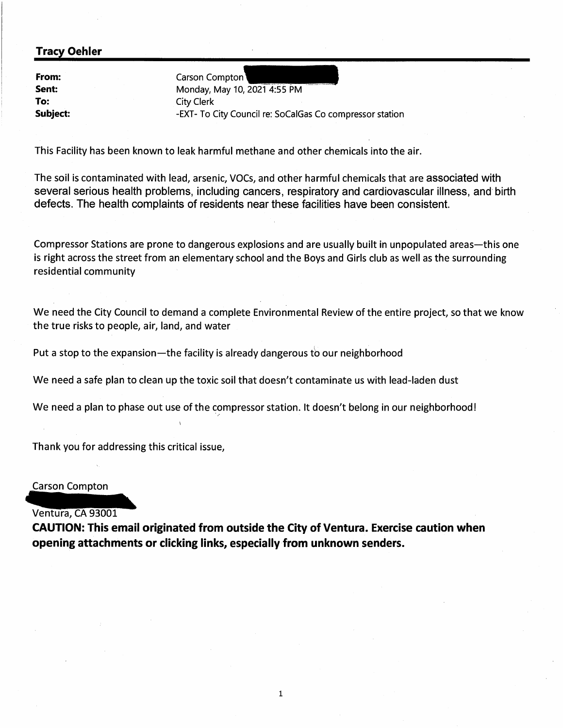**Tracy Oehler**

| | |
|---|---|
| **From:** | Carson Compton |
| **Sent:** | Monday, May 10, 2021 4:55 PM |
| **To:** | City Clerk |
| **Subject:** | -EXT- To City Council re: SoCalGas Co compressor station |

This Facility has been known to leak harmful methane and other chemicals into the air.

The soil is contaminated with lead, arsenic, VOCs, and other harmful chemicals that are associated with several serious health problems, including cancers, respiratory and cardiovascular illness, and birth defects. The health complaints of residents near these facilities have been consistent.

Compressor Stations are prone to dangerous explosions and are usually built in unpopulated areas—this one is right across the street from an elementary school and the Boys and Girls club as well as the surrounding residential community

We need the City Council to demand a complete Environmental Review of the entire project, so that we know the true risks to people, air, land, and water

Put a stop to the expansion—the facility is already dangerous to our neighborhood

We need a safe plan to clean up the toxic soil that doesn't contaminate us with lead-laden dust

We need a plan to phase out use of the compressor station. It doesn't belong in our neighborhood!

Thank you for addressing this critical issue,

Carson Compton

Ventura, CA 93001

**CAUTION: This email originated from outside the City of Ventura. Exercise caution when opening attachments or clicking links, especially from unknown senders.**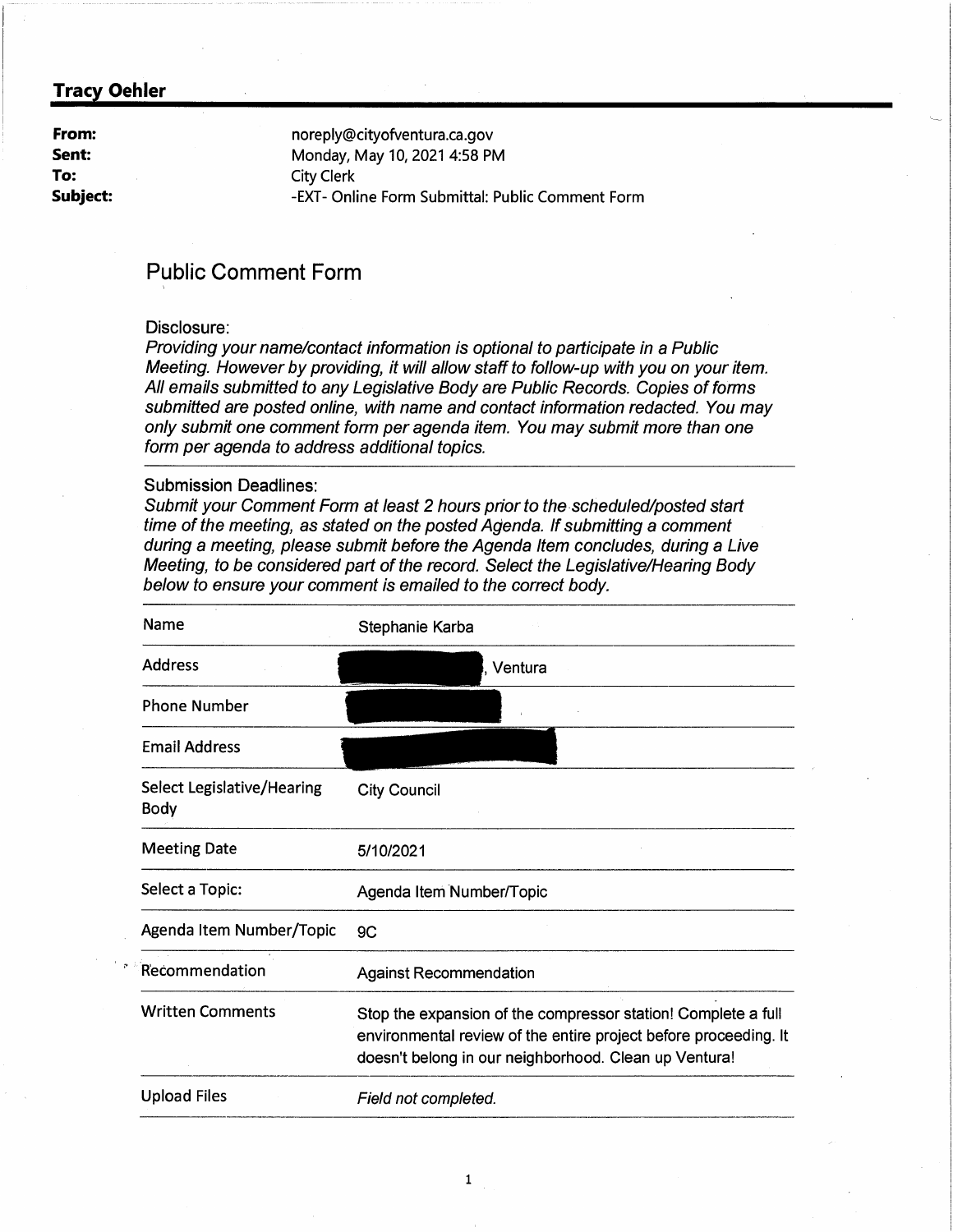**Tracy Oehler**

| | |
|---|---|
| **From:** | noreply@cityofventura.ca.gov |
| **Sent:** | Monday, May 10, 2021 4:58 PM |
| **To:** | City Clerk |
| **Subject:** | -EXT- Online Form Submittal: Public Comment Form |

# Public Comment Form

Disclosure:

*Providing your name/contact information is optional to participate in a Public Meeting. However by providing, it will allow staff to follow-up with you on your item. All emails submitted to any Legislative Body are Public Records. Copies of forms submitted are posted online, with name and contact information redacted. You may only submit one comment form per agenda item. You may submit more than one form per agenda to address additional topics.*

Submission Deadlines:

*Submit your Comment Form at least 2 hours prior to the scheduled/posted start time of the meeting, as stated on the posted Agenda. If submitting a comment during a meeting, please submit before the Agenda Item concludes, during a Live Meeting, to be considered part of the record. Select the Legislative/Hearing Body below to ensure your comment is emailed to the correct body.*

| | |
|---|---|
| Name | Stephanie Karba |
| Address | [redacted], Ventura |
| Phone Number | [redacted] |
| Email Address | [redacted] |
| Select Legislative/Hearing Body | City Council |
| Meeting Date | 5/10/2021 |
| Select a Topic: | Agenda Item Number/Topic |
| Agenda Item Number/Topic | 9C |
| Recommendation | Against Recommendation |
| Written Comments | Stop the expansion of the compressor station! Complete a full environmental review of the entire project before proceeding. It doesn't belong in our neighborhood. Clean up Ventura! |
| Upload Files | *Field not completed.* |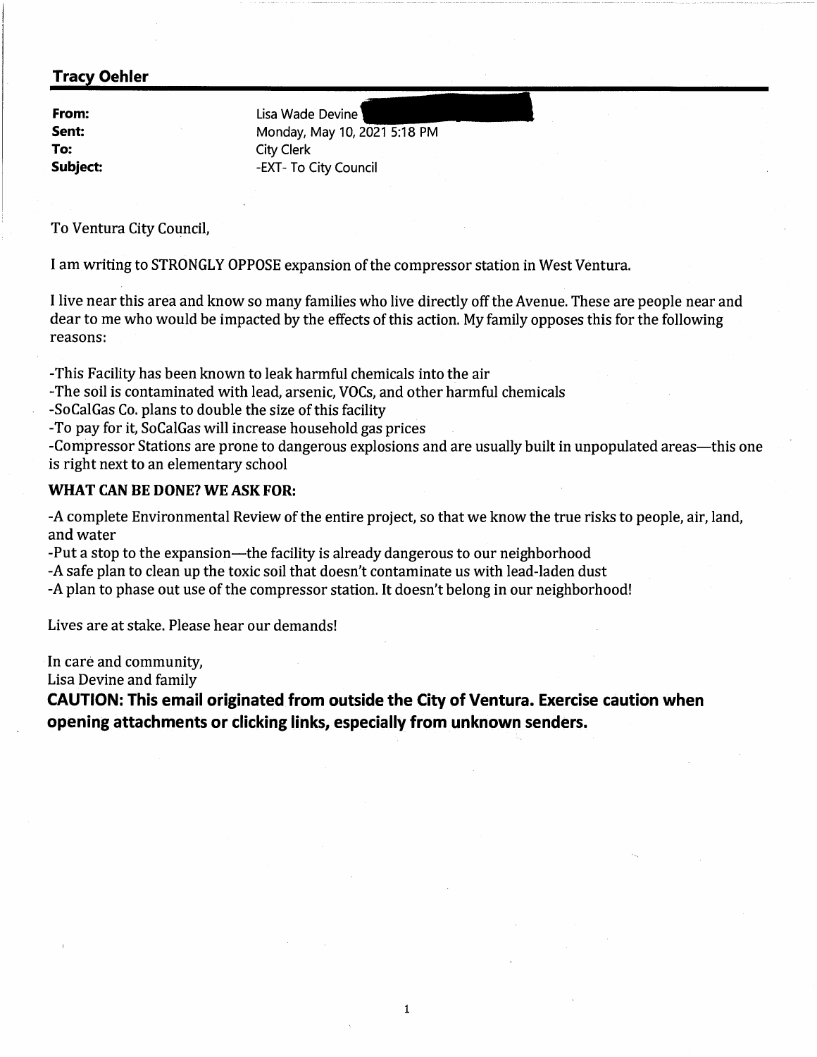## Tracy Oehler

**From:** Lisa Wade Devine
**Sent:** Monday, May 10, 2021 5:18 PM
**To:** City Clerk
**Subject:** -EXT- To City Council

To Ventura City Council,

I am writing to STRONGLY OPPOSE expansion of the compressor station in West Ventura.

I live near this area and know so many families who live directly off the Avenue. These are people near and dear to me who would be impacted by the effects of this action. My family opposes this for the following reasons:

-This Facility has been known to leak harmful chemicals into the air
-The soil is contaminated with lead, arsenic, VOCs, and other harmful chemicals
-SoCalGas Co. plans to double the size of this facility
-To pay for it, SoCalGas will increase household gas prices
-Compressor Stations are prone to dangerous explosions and are usually built in unpopulated areas—this one is right next to an elementary school

**WHAT CAN BE DONE? WE ASK FOR:**

-A complete Environmental Review of the entire project, so that we know the true risks to people, air, land, and water
-Put a stop to the expansion—the facility is already dangerous to our neighborhood
-A safe plan to clean up the toxic soil that doesn't contaminate us with lead-laden dust
-A plan to phase out use of the compressor station. It doesn't belong in our neighborhood!

Lives are at stake. Please hear our demands!

In care and community,
Lisa Devine and family

**CAUTION: This email originated from outside the City of Ventura. Exercise caution when opening attachments or clicking links, especially from unknown senders.**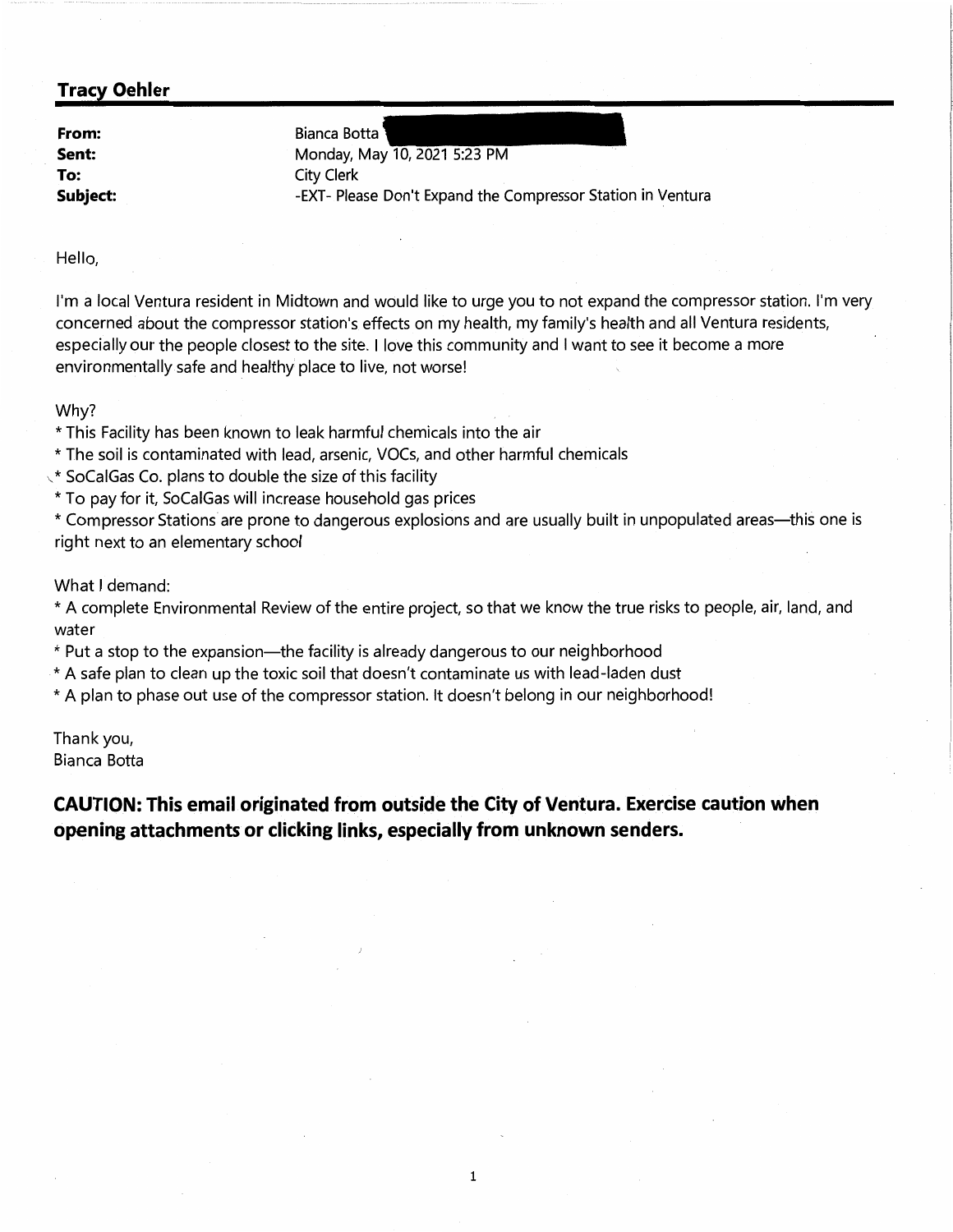**Tracy Oehler**

**From:** Bianca Botta
**Sent:** Monday, May 10, 2021 5:23 PM
**To:** City Clerk
**Subject:** -EXT- Please Don't Expand the Compressor Station in Ventura

Hello,

I'm a local Ventura resident in Midtown and would like to urge you to not expand the compressor station. I'm very concerned about the compressor station's effects on my health, my family's health and all Ventura residents, especially our the people closest to the site. I love this community and I want to see it become a more environmentally safe and healthy place to live, not worse!

Why?
* This Facility has been known to leak harmful chemicals into the air
* The soil is contaminated with lead, arsenic, VOCs, and other harmful chemicals
* SoCalGas Co. plans to double the size of this facility
* To pay for it, SoCalGas will increase household gas prices
* Compressor Stations are prone to dangerous explosions and are usually built in unpopulated areas—this one is right next to an elementary school

What I demand:
* A complete Environmental Review of the entire project, so that we know the true risks to people, air, land, and water
* Put a stop to the expansion—the facility is already dangerous to our neighborhood
* A safe plan to clean up the toxic soil that doesn't contaminate us with lead-laden dust
* A plan to phase out use of the compressor station. It doesn't belong in our neighborhood!

Thank you,
Bianca Botta

**CAUTION: This email originated from outside the City of Ventura. Exercise caution when opening attachments or clicking links, especially from unknown senders.**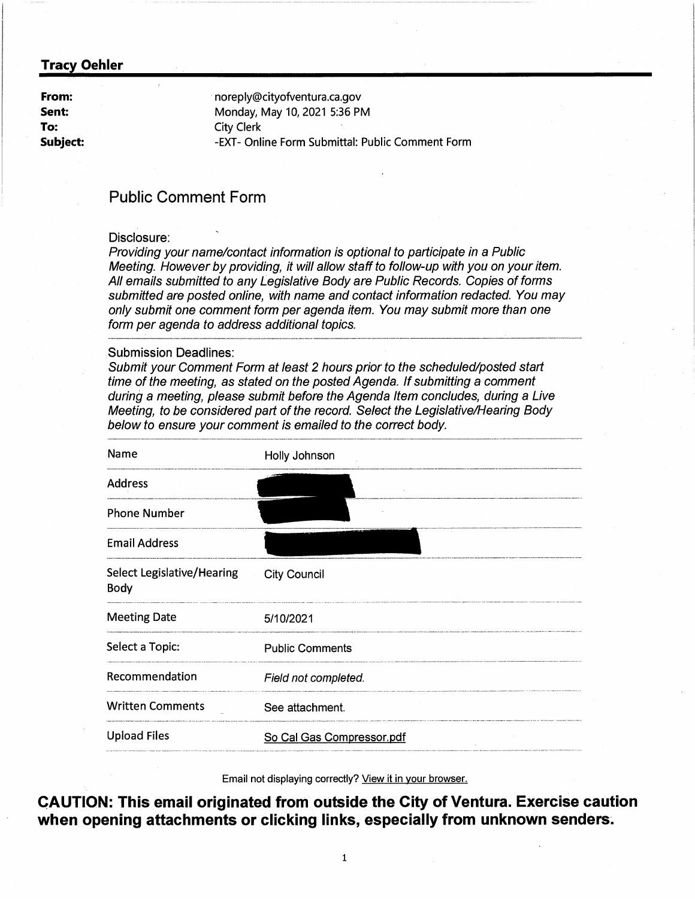**Tracy Oehler**

| | |
|---|---|
| **From:** | noreply@cityofventura.ca.gov |
| **Sent:** | Monday, May 10, 2021 5:36 PM |
| **To:** | City Clerk |
| **Subject:** | -EXT- Online Form Submittal: Public Comment Form |

## Public Comment Form

Disclosure:

*Providing your name/contact information is optional to participate in a Public Meeting. However by providing, it will allow staff to follow-up with you on your item. All emails submitted to any Legislative Body are Public Records. Copies of forms submitted are posted online, with name and contact information redacted. You may only submit one comment form per agenda item. You may submit more than one form per agenda to address additional topics.*

Submission Deadlines:

*Submit your Comment Form at least 2 hours prior to the scheduled/posted start time of the meeting, as stated on the posted Agenda. If submitting a comment during a meeting, please submit before the Agenda Item concludes, during a Live Meeting, to be considered part of the record. Select the Legislative/Hearing Body below to ensure your comment is emailed to the correct body.*

| | |
|---|---|
| Name | Holly Johnson |
| Address | |
| Phone Number | |
| Email Address | |
| Select Legislative/Hearing Body | City Council |
| Meeting Date | 5/10/2021 |
| Select a Topic: | Public Comments |
| Recommendation | *Field not completed.* |
| Written Comments | See attachment. |
| Upload Files | So Cal Gas Compressor.pdf |

Email not displaying correctly? View it in your browser.

**CAUTION: This email originated from outside the City of Ventura. Exercise caution when opening attachments or clicking links, especially from unknown senders.**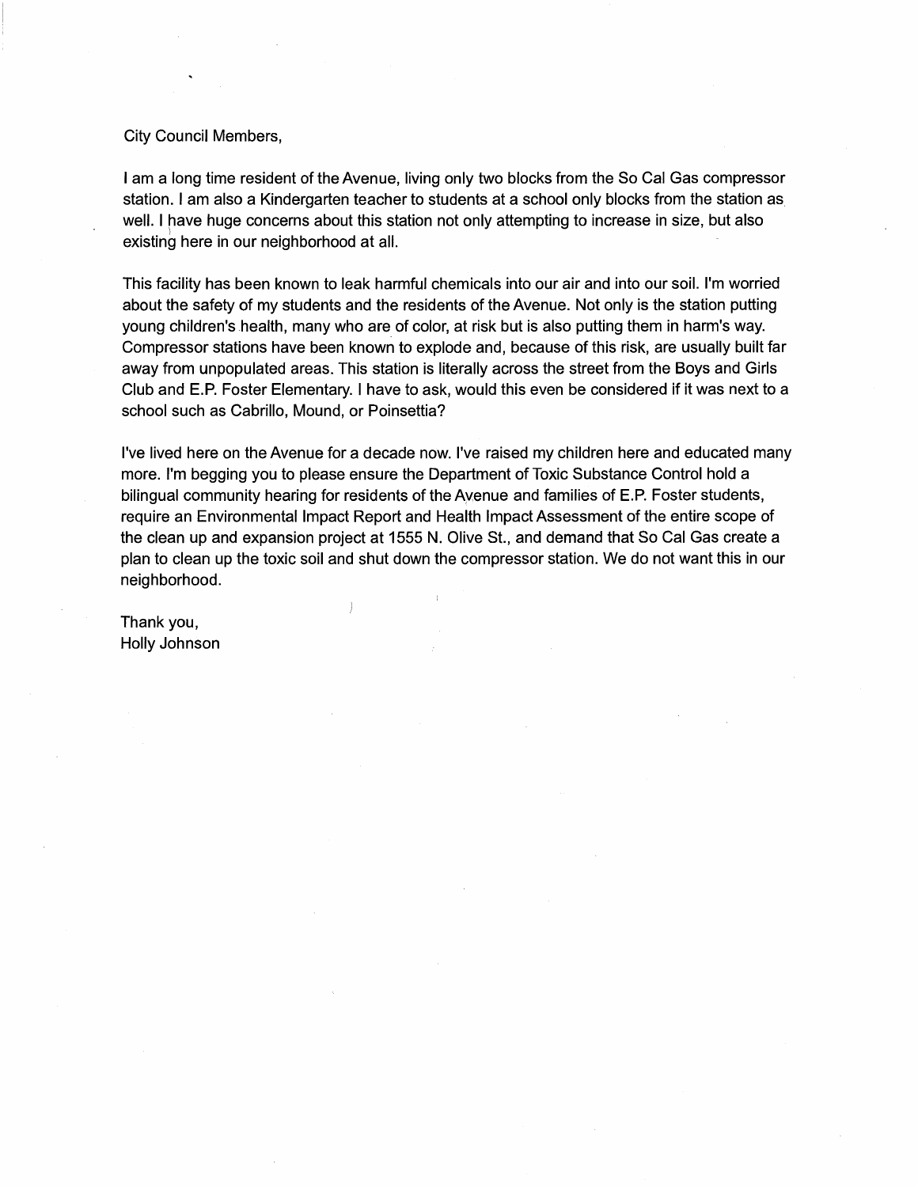City Council Members,

I am a long time resident of the Avenue, living only two blocks from the So Cal Gas compressor station. I am also a Kindergarten teacher to students at a school only blocks from the station as well. I have huge concerns about this station not only attempting to increase in size, but also existing here in our neighborhood at all.

This facility has been known to leak harmful chemicals into our air and into our soil. I'm worried about the safety of my students and the residents of the Avenue. Not only is the station putting young children's health, many who are of color, at risk but is also putting them in harm's way. Compressor stations have been known to explode and, because of this risk, are usually built far away from unpopulated areas. This station is literally across the street from the Boys and Girls Club and E.P. Foster Elementary. I have to ask, would this even be considered if it was next to a school such as Cabrillo, Mound, or Poinsettia?

I've lived here on the Avenue for a decade now. I've raised my children here and educated many more. I'm begging you to please ensure the Department of Toxic Substance Control hold a bilingual community hearing for residents of the Avenue and families of E.P. Foster students, require an Environmental Impact Report and Health Impact Assessment of the entire scope of the clean up and expansion project at 1555 N. Olive St., and demand that So Cal Gas create a plan to clean up the toxic soil and shut down the compressor station. We do not want this in our neighborhood.

Thank you,
Holly Johnson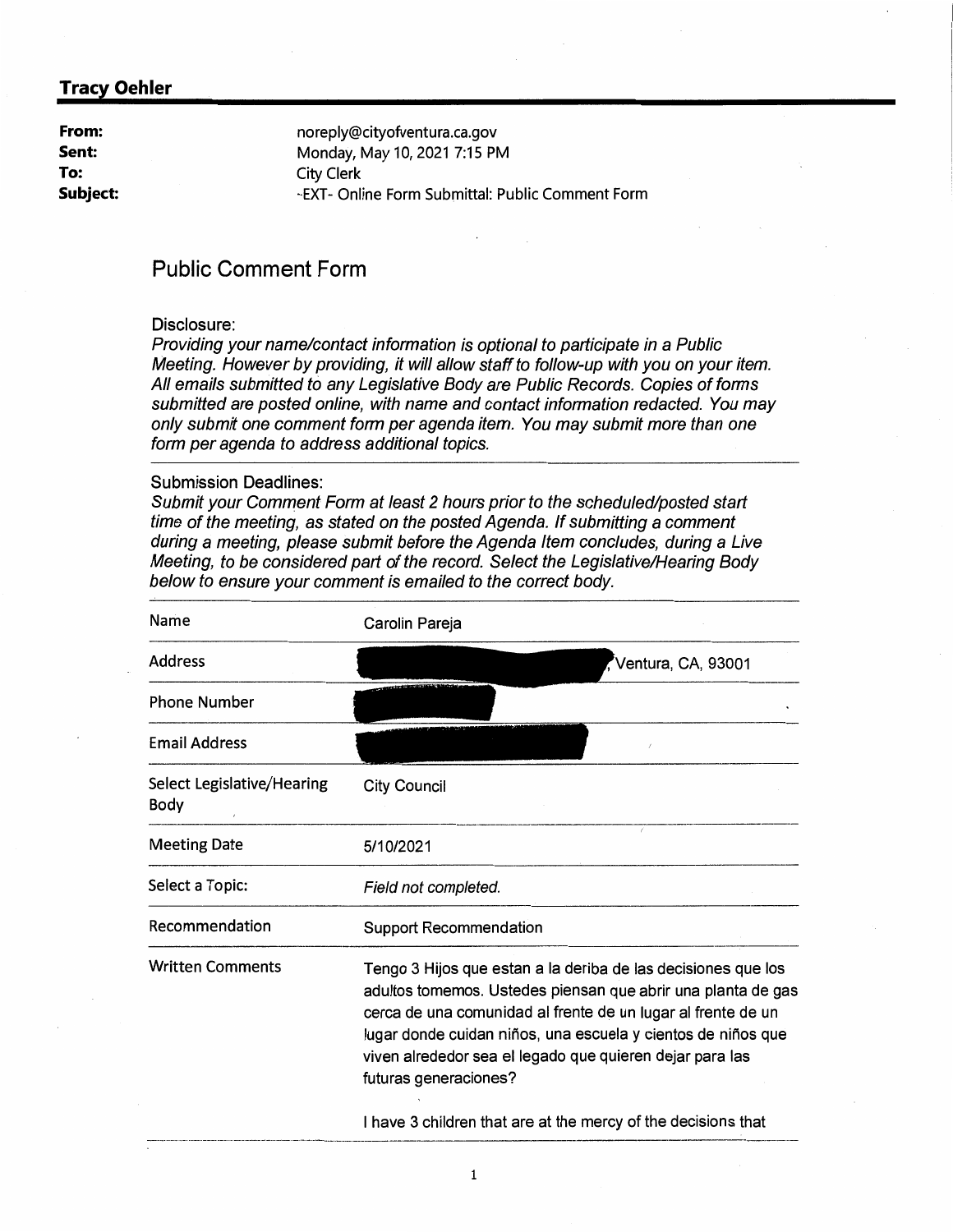**Tracy Oehler**

| | |
|---|---|
| **From:** | noreply@cityofventura.ca.gov |
| **Sent:** | Monday, May 10, 2021 7:15 PM |
| **To:** | City Clerk |
| **Subject:** | -EXT- Online Form Submittal: Public Comment Form |

## Public Comment Form

Disclosure:

*Providing your name/contact information is optional to participate in a Public Meeting. However by providing, it will allow staff to follow-up with you on your item. All emails submitted to any Legislative Body are Public Records. Copies of forms submitted are posted online, with name and contact information redacted. You may only submit one comment form per agenda item. You may submit more than one form per agenda to address additional topics.*

Submission Deadlines:

*Submit your Comment Form at least 2 hours prior to the scheduled/posted start time of the meeting, as stated on the posted Agenda. If submitting a comment during a meeting, please submit before the Agenda Item concludes, during a Live Meeting, to be considered part of the record. Select the Legislative/Hearing Body below to ensure your comment is emailed to the correct body.*

| | |
|---|---|
| Name | Carolin Pareja |
| Address | , Ventura, CA, 93001 |
| Phone Number | |
| Email Address | |
| Select Legislative/Hearing Body | City Council |
| Meeting Date | 5/10/2021 |
| Select a Topic: | *Field not completed.* |
| Recommendation | Support Recommendation |
| Written Comments | Tengo 3 Hijos que estan a la deriba de las decisiones que los adultos tomemos. Ustedes piensan que abrir una planta de gas cerca de una comunidad al frente de un lugar al frente de un lugar donde cuidan niños, una escuela y cientos de niños que viven alrededor sea el legado que quieren dejar para las futuras generaciones?<br><br>I have 3 children that are at the mercy of the decisions that |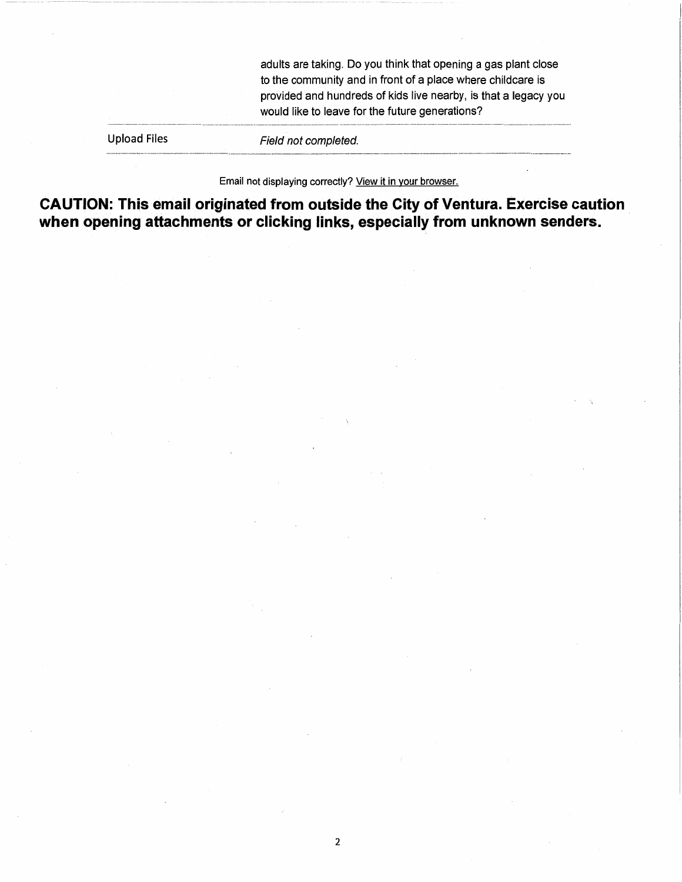| | |
|---|---|
| | adults are taking. Do you think that opening a gas plant close to the community and in front of a place where childcare is provided and hundreds of kids live nearby, is that a legacy you would like to leave for the future generations? |
| Upload Files | *Field not completed.* |

Email not displaying correctly? View it in your browser.

**CAUTION: This email originated from outside the City of Ventura. Exercise caution when opening attachments or clicking links, especially from unknown senders.**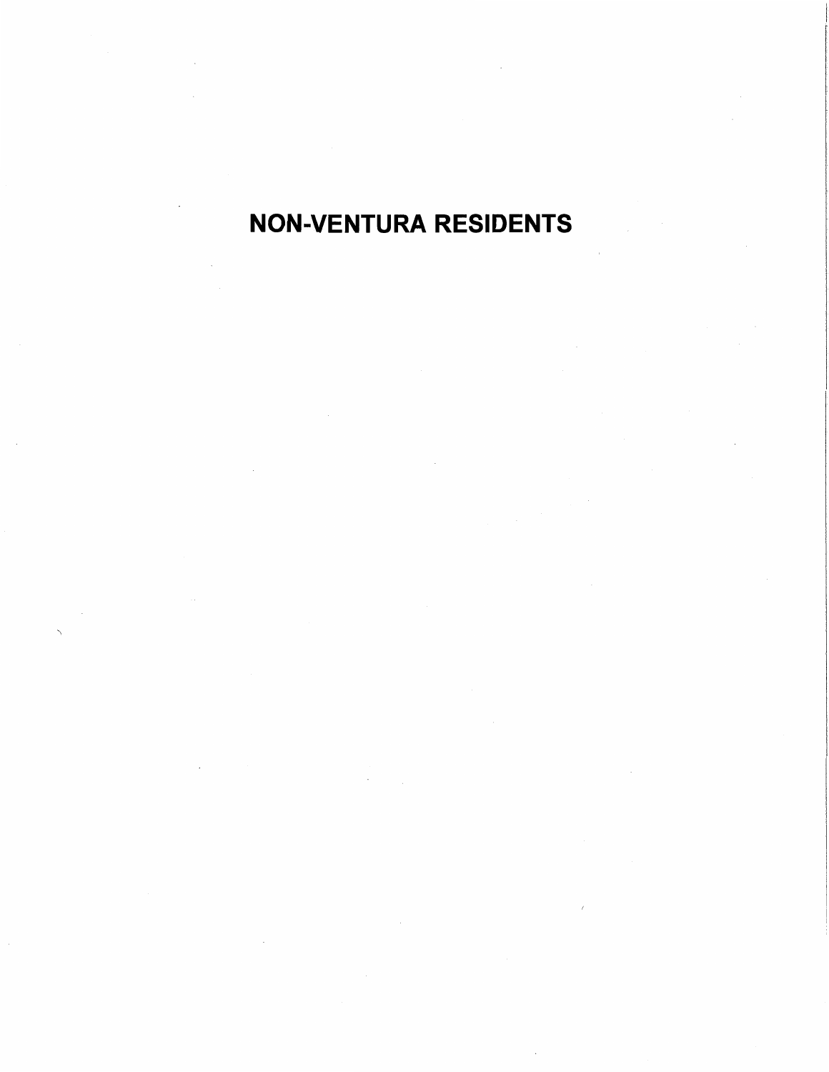# NON-VENTURA RESIDENTS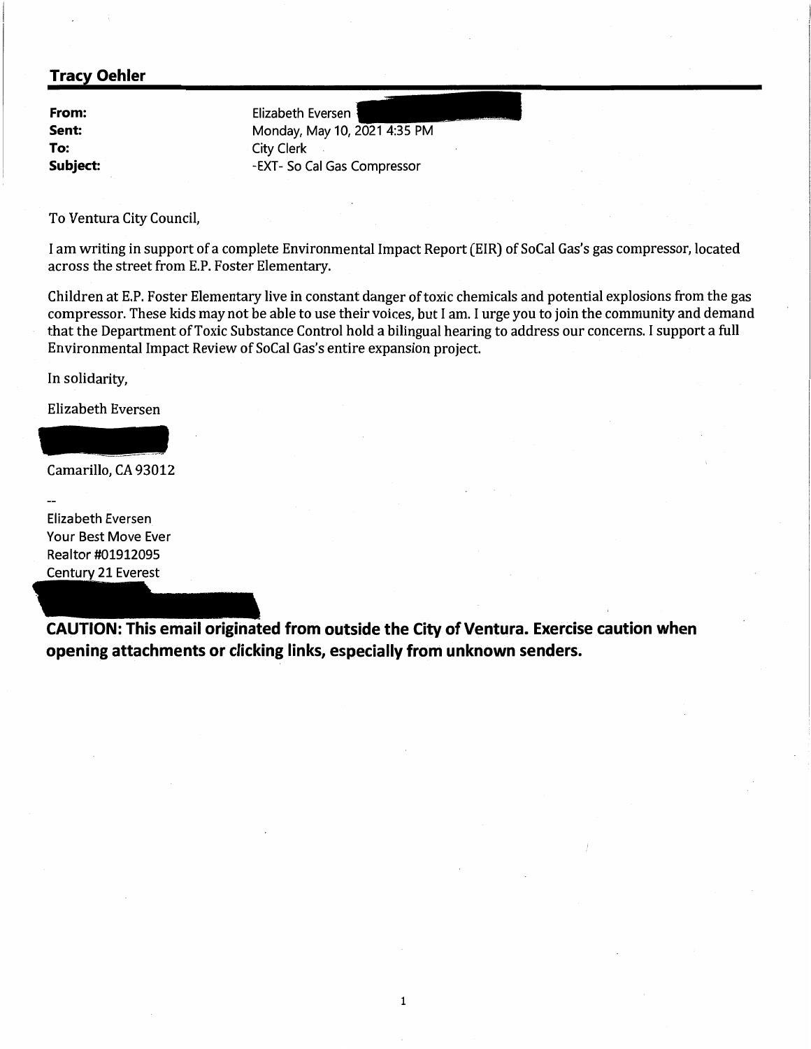## Tracy Oehler

**From:** Elizabeth Eversen
**Sent:** Monday, May 10, 2021 4:35 PM
**To:** City Clerk
**Subject:** -EXT- So Cal Gas Compressor

To Ventura City Council,

I am writing in support of a complete Environmental Impact Report (EIR) of SoCal Gas's gas compressor, located across the street from E.P. Foster Elementary.

Children at E.P. Foster Elementary live in constant danger of toxic chemicals and potential explosions from the gas compressor. These kids may not be able to use their voices, but I am. I urge you to join the community and demand that the Department of Toxic Substance Control hold a bilingual hearing to address our concerns. I support a full Environmental Impact Review of SoCal Gas's entire expansion project.

In solidarity,

Elizabeth Eversen

Camarillo, CA 93012

--

Elizabeth Eversen
Your Best Move Ever
Realtor #01912095
Century 21 Everest

**CAUTION: This email originated from outside the City of Ventura. Exercise caution when opening attachments or clicking links, especially from unknown senders.**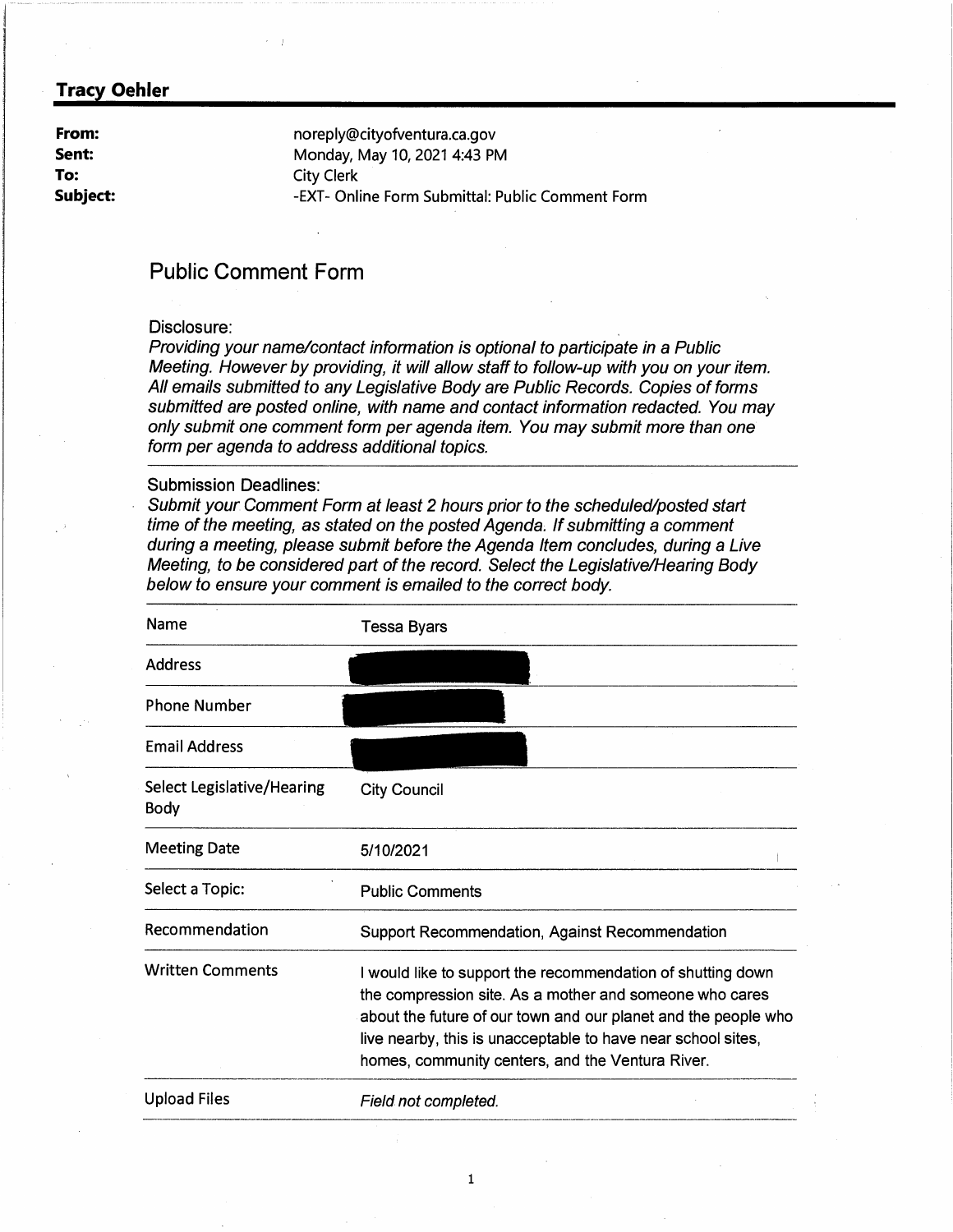**Tracy Oehler**

| | |
|---|---|
| **From:** | noreply@cityofventura.ca.gov |
| **Sent:** | Monday, May 10, 2021 4:43 PM |
| **To:** | City Clerk |
| **Subject:** | -EXT- Online Form Submittal: Public Comment Form |

## Public Comment Form

Disclosure:
*Providing your name/contact information is optional to participate in a Public Meeting. However by providing, it will allow staff to follow-up with you on your item. All emails submitted to any Legislative Body are Public Records. Copies of forms submitted are posted online, with name and contact information redacted. You may only submit one comment form per agenda item. You may submit more than one form per agenda to address additional topics.*

Submission Deadlines:
*Submit your Comment Form at least 2 hours prior to the scheduled/posted start time of the meeting, as stated on the posted Agenda. If submitting a comment during a meeting, please submit before the Agenda Item concludes, during a Live Meeting, to be considered part of the record. Select the Legislative/Hearing Body below to ensure your comment is emailed to the correct body.*

| | |
|---|---|
| Name | Tessa Byars |
| Address | [REDACTED] |
| Phone Number | [REDACTED] |
| Email Address | [REDACTED] |
| Select Legislative/Hearing Body | City Council |
| Meeting Date | 5/10/2021 |
| Select a Topic: | Public Comments |
| Recommendation | Support Recommendation, Against Recommendation |
| Written Comments | I would like to support the recommendation of shutting down the compression site. As a mother and someone who cares about the future of our town and our planet and the people who live nearby, this is unacceptable to have near school sites, homes, community centers, and the Ventura River. |
| Upload Files | *Field not completed.* |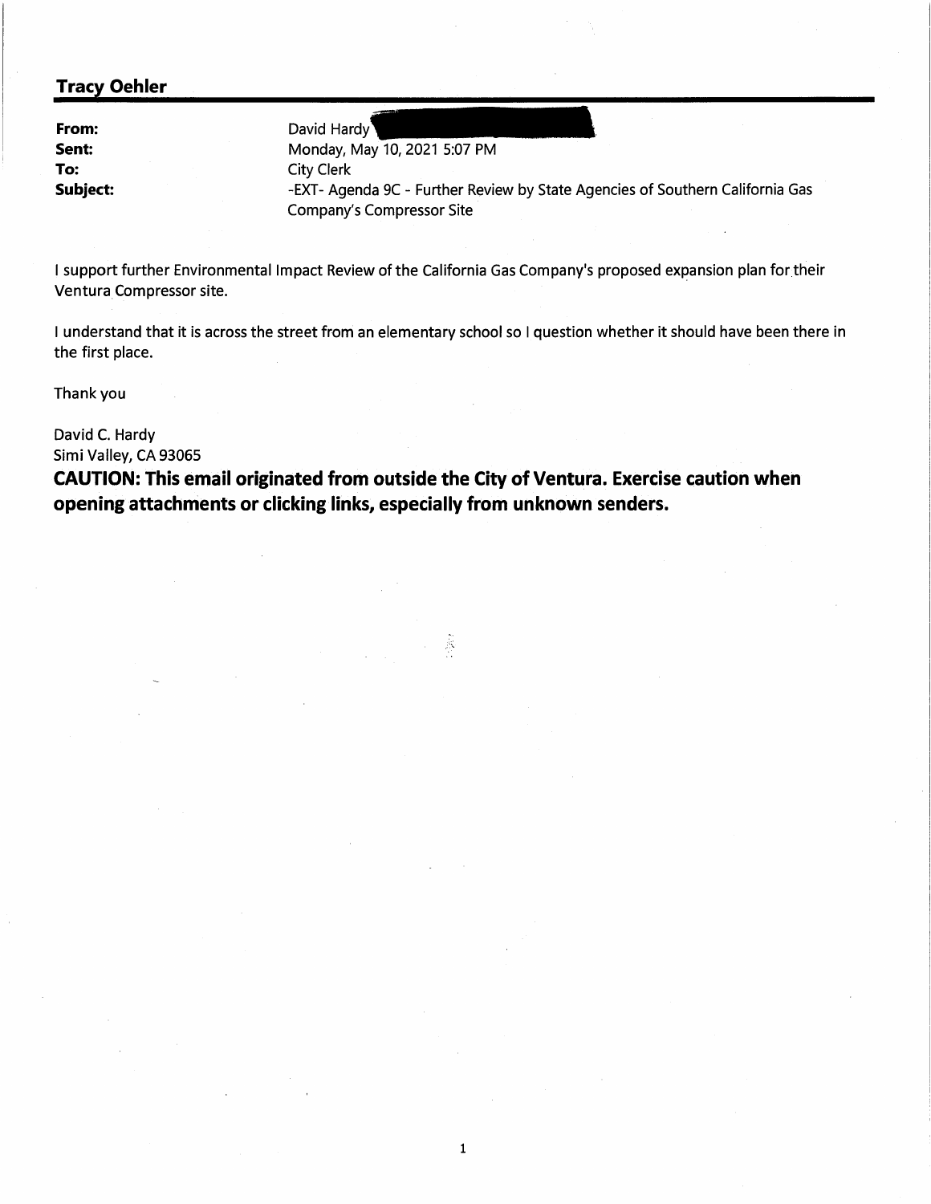**Tracy Oehler**

| | |
|---|---|
| **From:** | David Hardy |
| **Sent:** | Monday, May 10, 2021 5:07 PM |
| **To:** | City Clerk |
| **Subject:** | -EXT- Agenda 9C - Further Review by State Agencies of Southern California Gas Company's Compressor Site |

I support further Environmental Impact Review of the California Gas Company's proposed expansion plan for their Ventura Compressor site.

I understand that it is across the street from an elementary school so I question whether it should have been there in the first place.

Thank you

David C. Hardy
Simi Valley, CA 93065

**CAUTION: This email originated from outside the City of Ventura. Exercise caution when opening attachments or clicking links, especially from unknown senders.**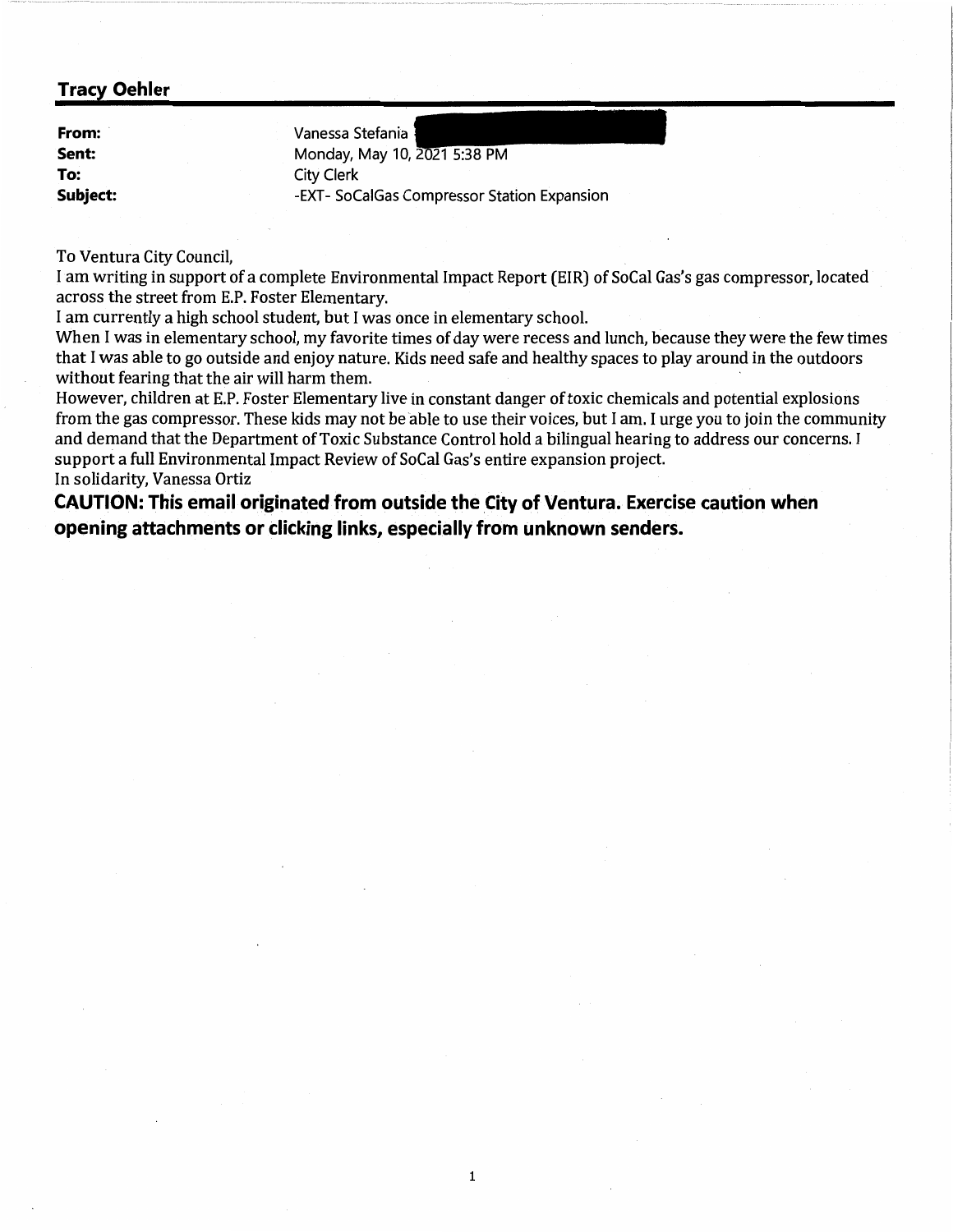## Tracy Oehler

**From:** Vanessa Stefania
**Sent:** Monday, May 10, 2021 5:38 PM
**To:** City Clerk
**Subject:** -EXT- SoCalGas Compressor Station Expansion

To Ventura City Council,
I am writing in support of a complete Environmental Impact Report (EIR) of SoCal Gas's gas compressor, located across the street from E.P. Foster Elementary.
I am currently a high school student, but I was once in elementary school.
When I was in elementary school, my favorite times of day were recess and lunch, because they were the few times that I was able to go outside and enjoy nature. Kids need safe and healthy spaces to play around in the outdoors without fearing that the air will harm them.
However, children at E.P. Foster Elementary live in constant danger of toxic chemicals and potential explosions from the gas compressor. These kids may not be able to use their voices, but I am. I urge you to join the community and demand that the Department of Toxic Substance Control hold a bilingual hearing to address our concerns. I support a full Environmental Impact Review of SoCal Gas's entire expansion project.
In solidarity, Vanessa Ortiz

**CAUTION: This email originated from outside the City of Ventura. Exercise caution when opening attachments or clicking links, especially from unknown senders.**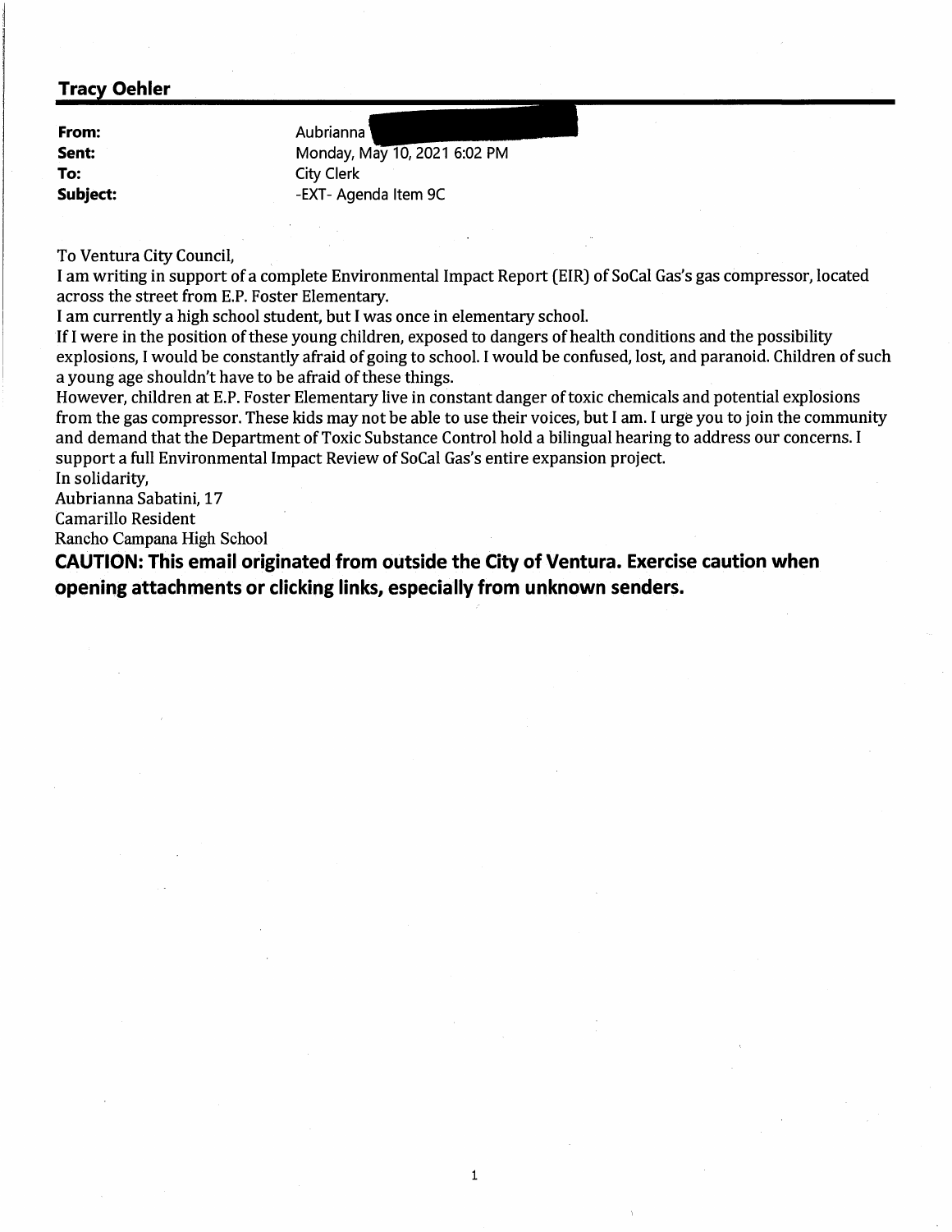## Tracy Oehler

| | |
|---|---|
| **From:** | Aubrianna |
| **Sent:** | Monday, May 10, 2021 6:02 PM |
| **To:** | City Clerk |
| **Subject:** | -EXT- Agenda Item 9C |

To Ventura City Council,

I am writing in support of a complete Environmental Impact Report (EIR) of SoCal Gas's gas compressor, located across the street from E.P. Foster Elementary.

I am currently a high school student, but I was once in elementary school.

If I were in the position of these young children, exposed to dangers of health conditions and the possibility explosions, I would be constantly afraid of going to school. I would be confused, lost, and paranoid. Children of such a young age shouldn't have to be afraid of these things.

However, children at E.P. Foster Elementary live in constant danger of toxic chemicals and potential explosions from the gas compressor. These kids may not be able to use their voices, but I am. I urge you to join the community and demand that the Department of Toxic Substance Control hold a bilingual hearing to address our concerns. I support a full Environmental Impact Review of SoCal Gas's entire expansion project.

In solidarity,
Aubrianna Sabatini, 17
Camarillo Resident
Rancho Campana High School

**CAUTION: This email originated from outside the City of Ventura. Exercise caution when opening attachments or clicking links, especially from unknown senders.**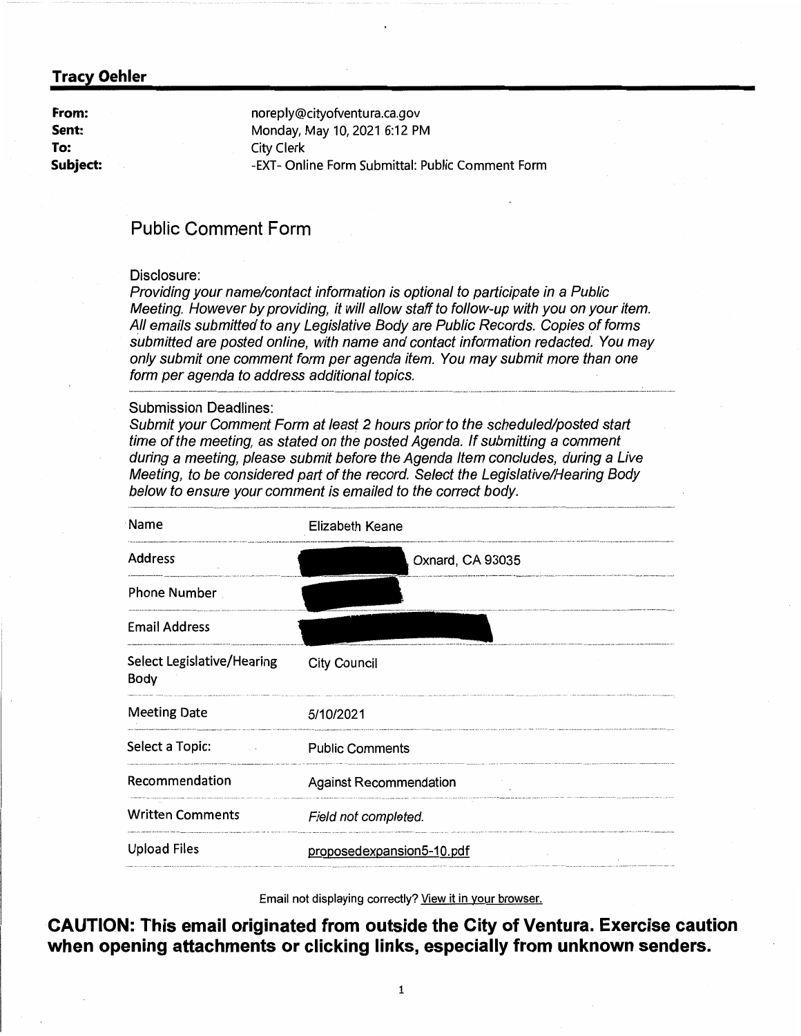**Tracy Oehler**

| | |
|---|---|
| **From:** | noreply@cityofventura.ca.gov |
| **Sent:** | Monday, May 10, 2021 6:12 PM |
| **To:** | City Clerk |
| **Subject:** | -EXT- Online Form Submittal: Public Comment Form |

## Public Comment Form

Disclosure:

*Providing your name/contact information is optional to participate in a Public Meeting. However by providing, it will allow staff to follow-up with you on your item. All emails submitted to any Legislative Body are Public Records. Copies of forms submitted are posted online, with name and contact information redacted. You may only submit one comment form per agenda item. You may submit more than one form per agenda to address additional topics.*

Submission Deadlines:

*Submit your Comment Form at least 2 hours prior to the scheduled/posted start time of the meeting, as stated on the posted Agenda. If submitting a comment during a meeting, please submit before the Agenda Item concludes, during a Live Meeting, to be considered part of the record. Select the Legislative/Hearing Body below to ensure your comment is emailed to the correct body.*

| | |
|---|---|
| Name | Elizabeth Keane |
| Address | [REDACTED] Oxnard, CA 93035 |
| Phone Number | [REDACTED] |
| Email Address | [REDACTED] |
| Select Legislative/Hearing Body | City Council |
| Meeting Date | 5/10/2021 |
| Select a Topic: | Public Comments |
| Recommendation | Against Recommendation |
| Written Comments | *Field not completed.* |
| Upload Files | proposedexpansion5-10.pdf |

Email not displaying correctly? View it in your browser.

**CAUTION: This email originated from outside the City of Ventura. Exercise caution when opening attachments or clicking links, especially from unknown senders.**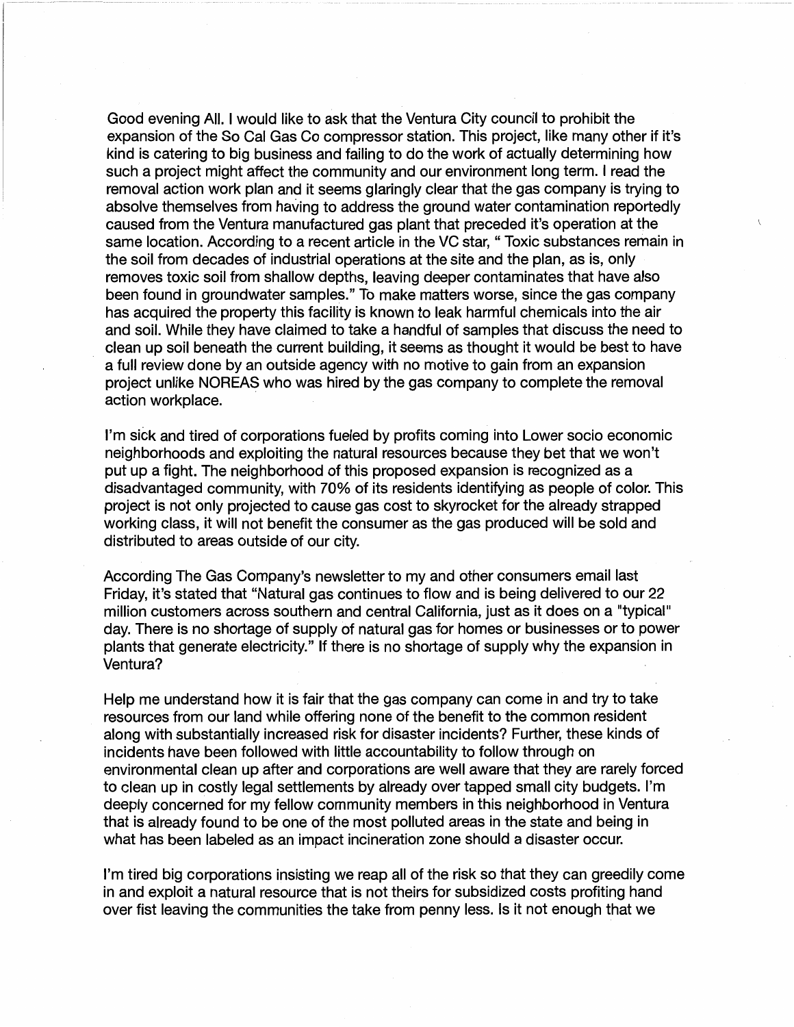Good evening All. I would like to ask that the Ventura City council to prohibit the expansion of the So Cal Gas Co compressor station. This project, like many other if it's kind is catering to big business and failing to do the work of actually determining how such a project might affect the community and our environment long term. I read the removal action work plan and it seems glaringly clear that the gas company is trying to absolve themselves from having to address the ground water contamination reportedly caused from the Ventura manufactured gas plant that preceded it's operation at the same location. According to a recent article in the VC star, " Toxic substances remain in the soil from decades of industrial operations at the site and the plan, as is, only removes toxic soil from shallow depths, leaving deeper contaminates that have also been found in groundwater samples." To make matters worse, since the gas company has acquired the property this facility is known to leak harmful chemicals into the air and soil. While they have claimed to take a handful of samples that discuss the need to clean up soil beneath the current building, it seems as thought it would be best to have a full review done by an outside agency with no motive to gain from an expansion project unlike NOREAS who was hired by the gas company to complete the removal action workplace.

I'm sick and tired of corporations fueled by profits coming into Lower socio economic neighborhoods and exploiting the natural resources because they bet that we won't put up a fight. The neighborhood of this proposed expansion is recognized as a disadvantaged community, with 70% of its residents identifying as people of color. This project is not only projected to cause gas cost to skyrocket for the already strapped working class, it will not benefit the consumer as the gas produced will be sold and distributed to areas outside of our city.

According The Gas Company's newsletter to my and other consumers email last Friday, it's stated that "Natural gas continues to flow and is being delivered to our 22 million customers across southern and central California, just as it does on a "typical" day. There is no shortage of supply of natural gas for homes or businesses or to power plants that generate electricity." If there is no shortage of supply why the expansion in Ventura?

Help me understand how it is fair that the gas company can come in and try to take resources from our land while offering none of the benefit to the common resident along with substantially increased risk for disaster incidents? Further, these kinds of incidents have been followed with little accountability to follow through on environmental clean up after and corporations are well aware that they are rarely forced to clean up in costly legal settlements by already over tapped small city budgets. I'm deeply concerned for my fellow community members in this neighborhood in Ventura that is already found to be one of the most polluted areas in the state and being in what has been labeled as an impact incineration zone should a disaster occur.

I'm tired big corporations insisting we reap all of the risk so that they can greedily come in and exploit a natural resource that is not theirs for subsidized costs profiting hand over fist leaving the communities the take from penny less. Is it not enough that we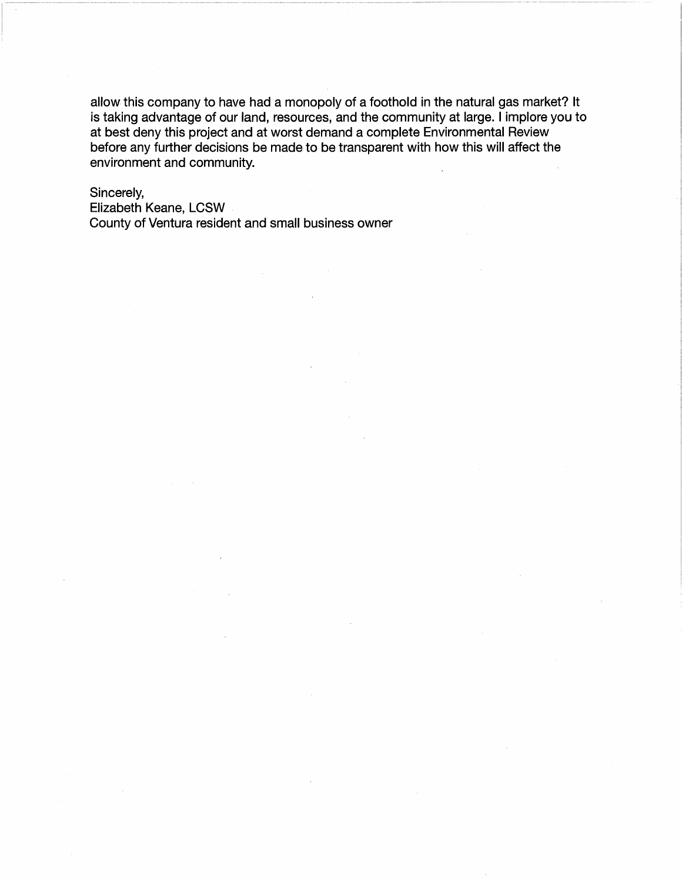allow this company to have had a monopoly of a foothold in the natural gas market? It is taking advantage of our land, resources, and the community at large. I implore you to at best deny this project and at worst demand a complete Environmental Review before any further decisions be made to be transparent with how this will affect the environment and community.

Sincerely,
Elizabeth Keane, LCSW
County of Ventura resident and small business owner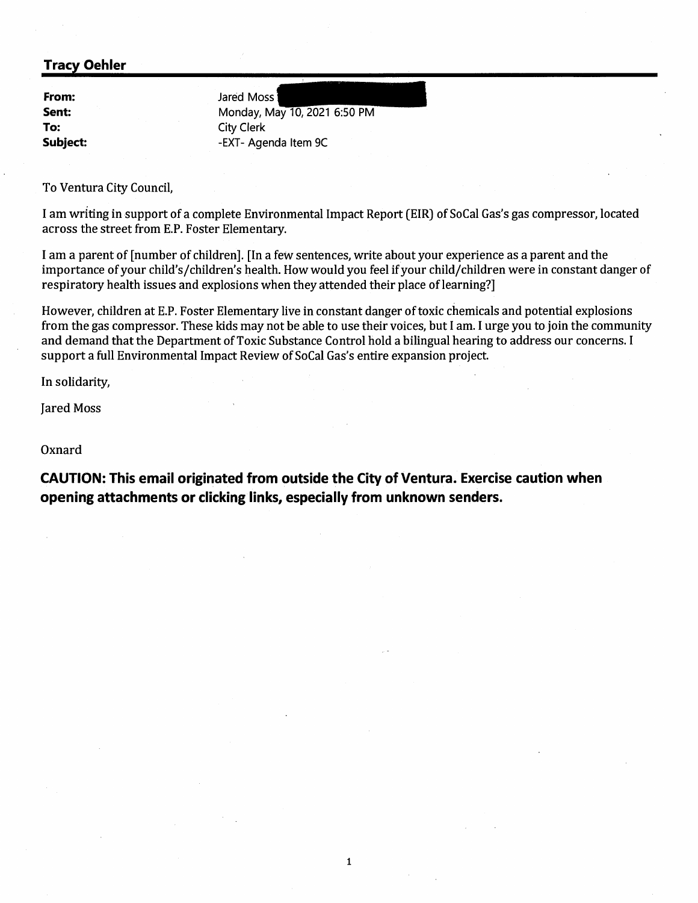**Tracy Oehler**

| | |
|---|---|
| **From:** | Jared Moss |
| **Sent:** | Monday, May 10, 2021 6:50 PM |
| **To:** | City Clerk |
| **Subject:** | -EXT- Agenda Item 9C |

To Ventura City Council,

I am writing in support of a complete Environmental Impact Report (EIR) of SoCal Gas's gas compressor, located across the street from E.P. Foster Elementary.

I am a parent of [number of children]. [In a few sentences, write about your experience as a parent and the importance of your child's/children's health. How would you feel if your child/children were in constant danger of respiratory health issues and explosions when they attended their place of learning?]

However, children at E.P. Foster Elementary live in constant danger of toxic chemicals and potential explosions from the gas compressor. These kids may not be able to use their voices, but I am. I urge you to join the community and demand that the Department of Toxic Substance Control hold a bilingual hearing to address our concerns. I support a full Environmental Impact Review of SoCal Gas's entire expansion project.

In solidarity,

Jared Moss

Oxnard

**CAUTION: This email originated from outside the City of Ventura. Exercise caution when opening attachments or clicking links, especially from unknown senders.**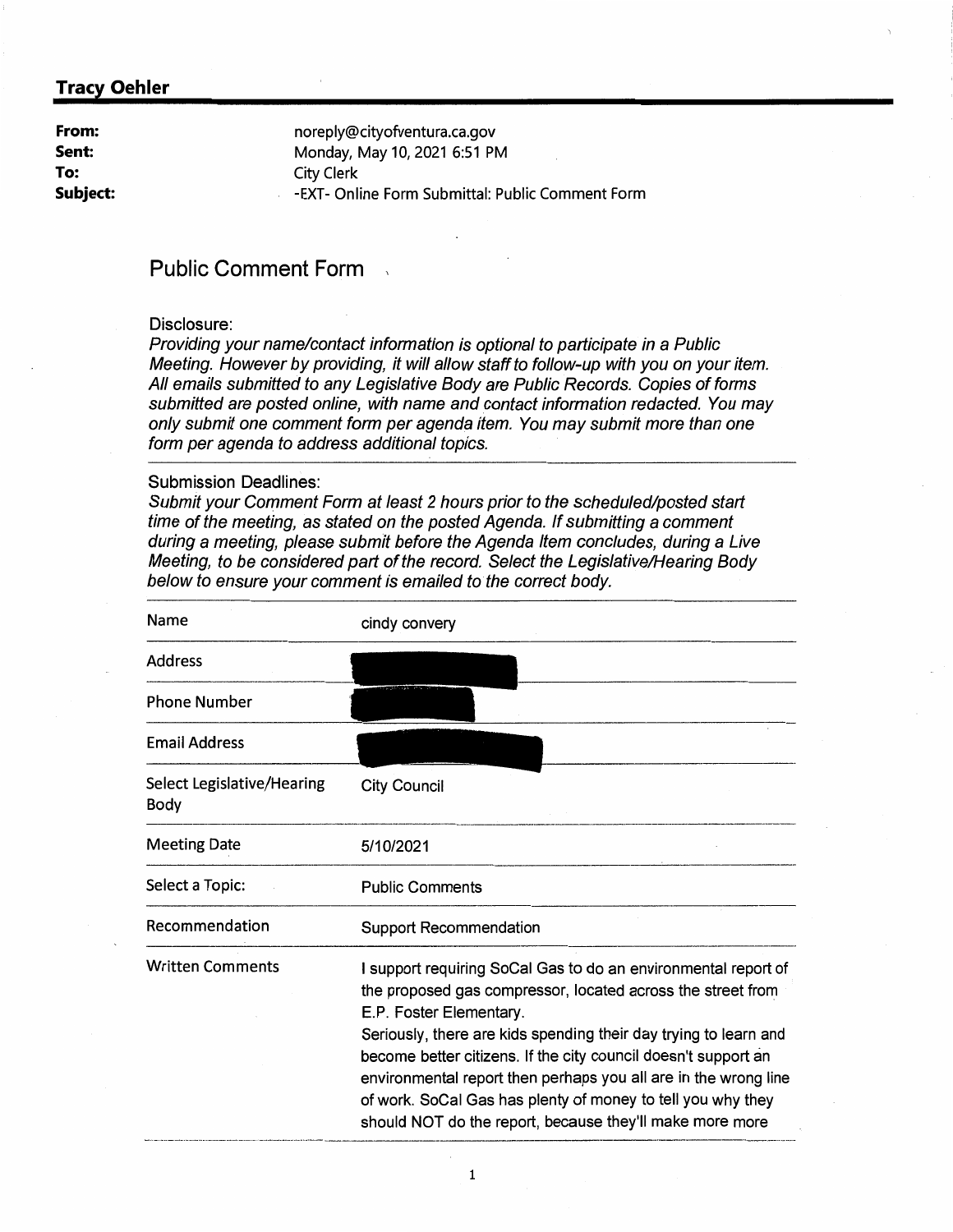**Tracy Oehler**

| | |
|---|---|
| **From:** | noreply@cityofventura.ca.gov |
| **Sent:** | Monday, May 10, 2021 6:51 PM |
| **To:** | City Clerk |
| **Subject:** | -EXT- Online Form Submittal: Public Comment Form |

## Public Comment Form

Disclosure:

*Providing your name/contact information is optional to participate in a Public Meeting. However by providing, it will allow staff to follow-up with you on your item. All emails submitted to any Legislative Body are Public Records. Copies of forms submitted are posted online, with name and contact information redacted. You may only submit one comment form per agenda item. You may submit more than one form per agenda to address additional topics.*

Submission Deadlines:

*Submit your Comment Form at least 2 hours prior to the scheduled/posted start time of the meeting, as stated on the posted Agenda. If submitting a comment during a meeting, please submit before the Agenda Item concludes, during a Live Meeting, to be considered part of the record. Select the Legislative/Hearing Body below to ensure your comment is emailed to the correct body.*

| | |
|---|---|
| Name | cindy convery |
| Address | [redacted] |
| Phone Number | [redacted] |
| Email Address | [redacted] |
| Select Legislative/Hearing Body | City Council |
| Meeting Date | 5/10/2021 |
| Select a Topic: | Public Comments |
| Recommendation | Support Recommendation |
| Written Comments | I support requiring SoCal Gas to do an environmental report of the proposed gas compressor, located across the street from E.P. Foster Elementary. Seriously, there are kids spending their day trying to learn and become better citizens. If the city council doesn't support an environmental report then perhaps you all are in the wrong line of work. SoCal Gas has plenty of money to tell you why they should NOT do the report, because they'll make more more |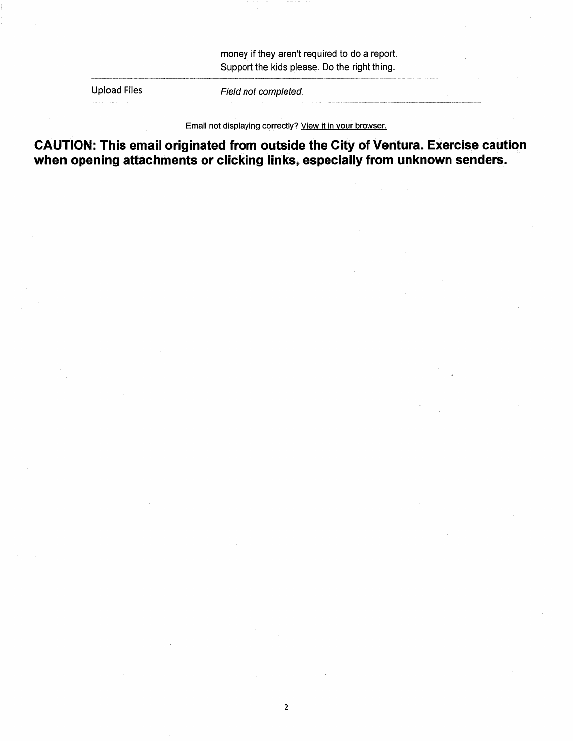| | |
|---|---|
| | money if they aren't required to do a report. Support the kids please. Do the right thing. |
| Upload Files | *Field not completed.* |

Email not displaying correctly? View it in your browser.

**CAUTION: This email originated from outside the City of Ventura. Exercise caution when opening attachments or clicking links, especially from unknown senders.**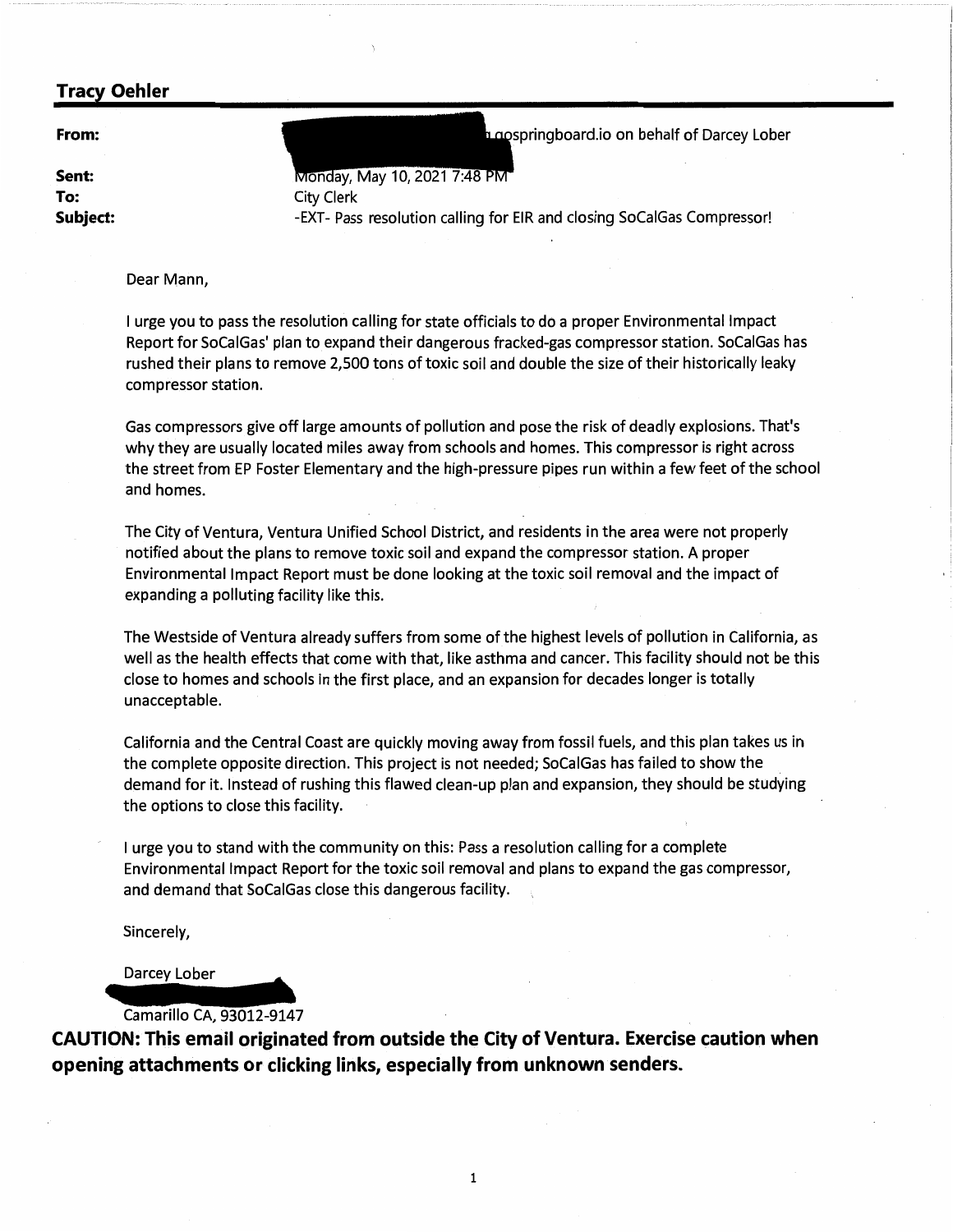**Tracy Oehler**

**From:** gospringboard.io on behalf of Darcey Lober
**Sent:** Monday, May 10, 2021 7:48 PM
**To:** City Clerk
**Subject:** -EXT- Pass resolution calling for EIR and closing SoCalGas Compressor!

Dear Mann,

I urge you to pass the resolution calling for state officials to do a proper Environmental Impact Report for SoCalGas' plan to expand their dangerous fracked-gas compressor station. SoCalGas has rushed their plans to remove 2,500 tons of toxic soil and double the size of their historically leaky compressor station.

Gas compressors give off large amounts of pollution and pose the risk of deadly explosions. That's why they are usually located miles away from schools and homes. This compressor is right across the street from EP Foster Elementary and the high-pressure pipes run within a few feet of the school and homes.

The City of Ventura, Ventura Unified School District, and residents in the area were not properly notified about the plans to remove toxic soil and expand the compressor station. A proper Environmental Impact Report must be done looking at the toxic soil removal and the impact of expanding a polluting facility like this.

The Westside of Ventura already suffers from some of the highest levels of pollution in California, as well as the health effects that come with that, like asthma and cancer. This facility should not be this close to homes and schools in the first place, and an expansion for decades longer is totally unacceptable.

California and the Central Coast are quickly moving away from fossil fuels, and this plan takes us in the complete opposite direction. This project is not needed; SoCalGas has failed to show the demand for it. Instead of rushing this flawed clean-up plan and expansion, they should be studying the options to close this facility.

I urge you to stand with the community on this: Pass a resolution calling for a complete Environmental Impact Report for the toxic soil removal and plans to expand the gas compressor, and demand that SoCalGas close this dangerous facility.

Sincerely,

Darcey Lober

Camarillo CA, 93012-9147

**CAUTION: This email originated from outside the City of Ventura. Exercise caution when opening attachments or clicking links, especially from unknown senders.**